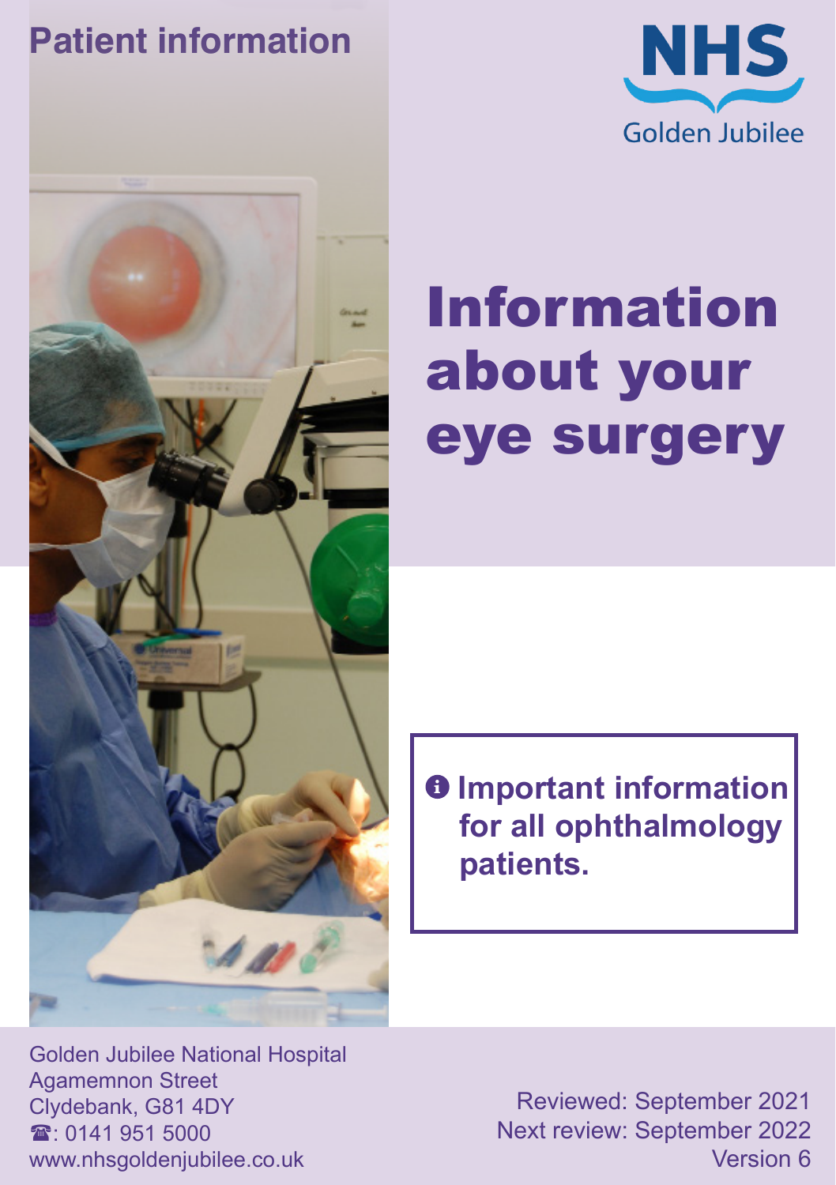Patient information

NHS
Golden Jubilee

# Information about your eye surgery

**Important information for all ophthalmology patients.**

Golden Jubilee National Hospital
Agamemnon Street
Clydebank, G81 4DY
☎: 0141 951 5000
www.nhsgoldenjubilee.co.uk

Reviewed: September 2021
Next review: September 2022
Version 6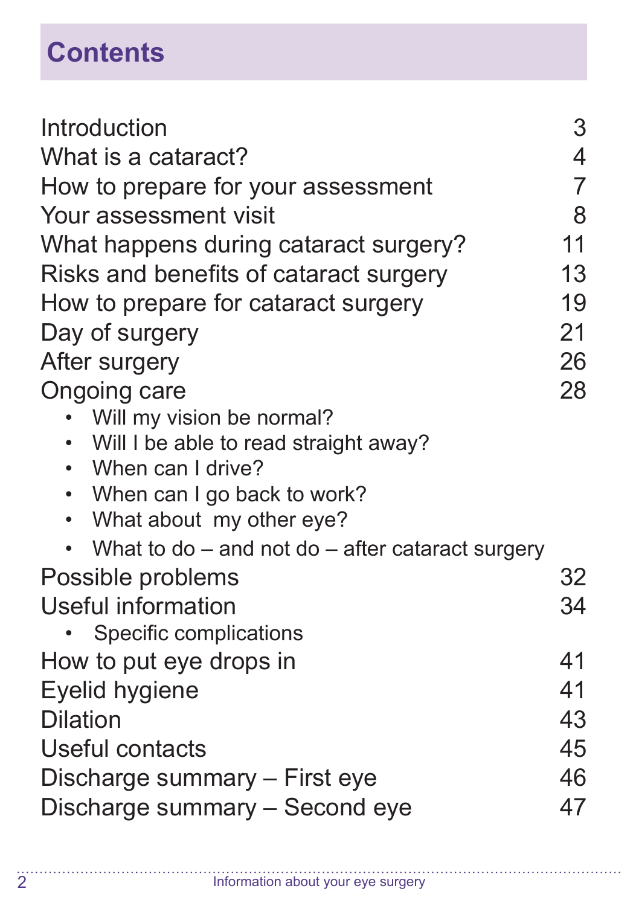# Contents

| | |
|---|---|
| Introduction | 3 |
| What is a cataract? | 4 |
| How to prepare for your assessment | 7 |
| Your assessment visit | 8 |
| What happens during cataract surgery? | 11 |
| Risks and benefits of cataract surgery | 13 |
| How to prepare for cataract surgery | 19 |
| Day of surgery | 21 |
| After surgery | 26 |
| Ongoing care | 28 |
| • Will my vision be normal? | |
| • Will I be able to read straight away? | |
| • When can I drive? | |
| • When can I go back to work? | |
| • What about my other eye? | |
| • What to do – and not do – after cataract surgery | |
| Possible problems | 32 |
| Useful information | 34 |
| • Specific complications | |
| How to put eye drops in | 41 |
| Eyelid hygiene | 41 |
| Dilation | 43 |
| Useful contacts | 45 |
| Discharge summary – First eye | 46 |
| Discharge summary – Second eye | 47 |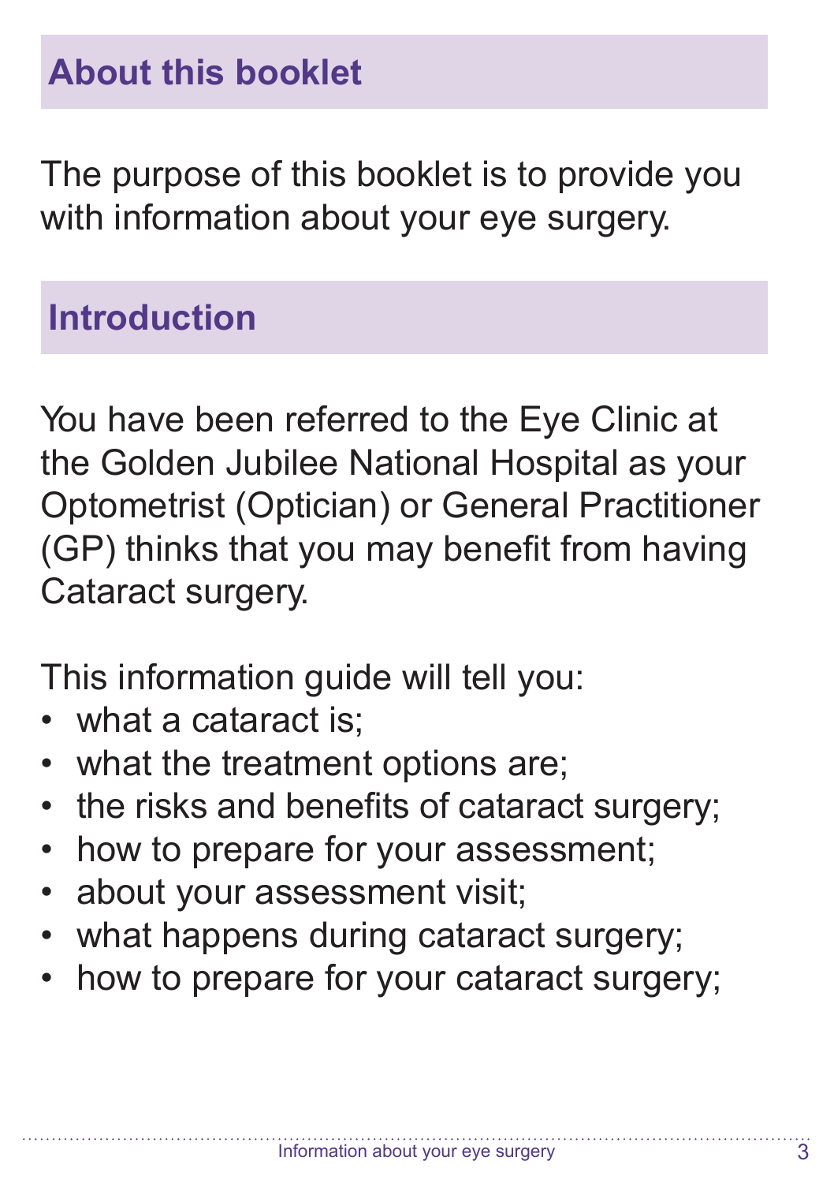## About this booklet

The purpose of this booklet is to provide you with information about your eye surgery.

## Introduction

You have been referred to the Eye Clinic at the Golden Jubilee National Hospital as your Optometrist (Optician) or General Practitioner (GP) thinks that you may benefit from having Cataract surgery.

This information guide will tell you:

- what a cataract is;
- what the treatment options are;
- the risks and benefits of cataract surgery;
- how to prepare for your assessment;
- about your assessment visit;
- what happens during cataract surgery;
- how to prepare for your cataract surgery;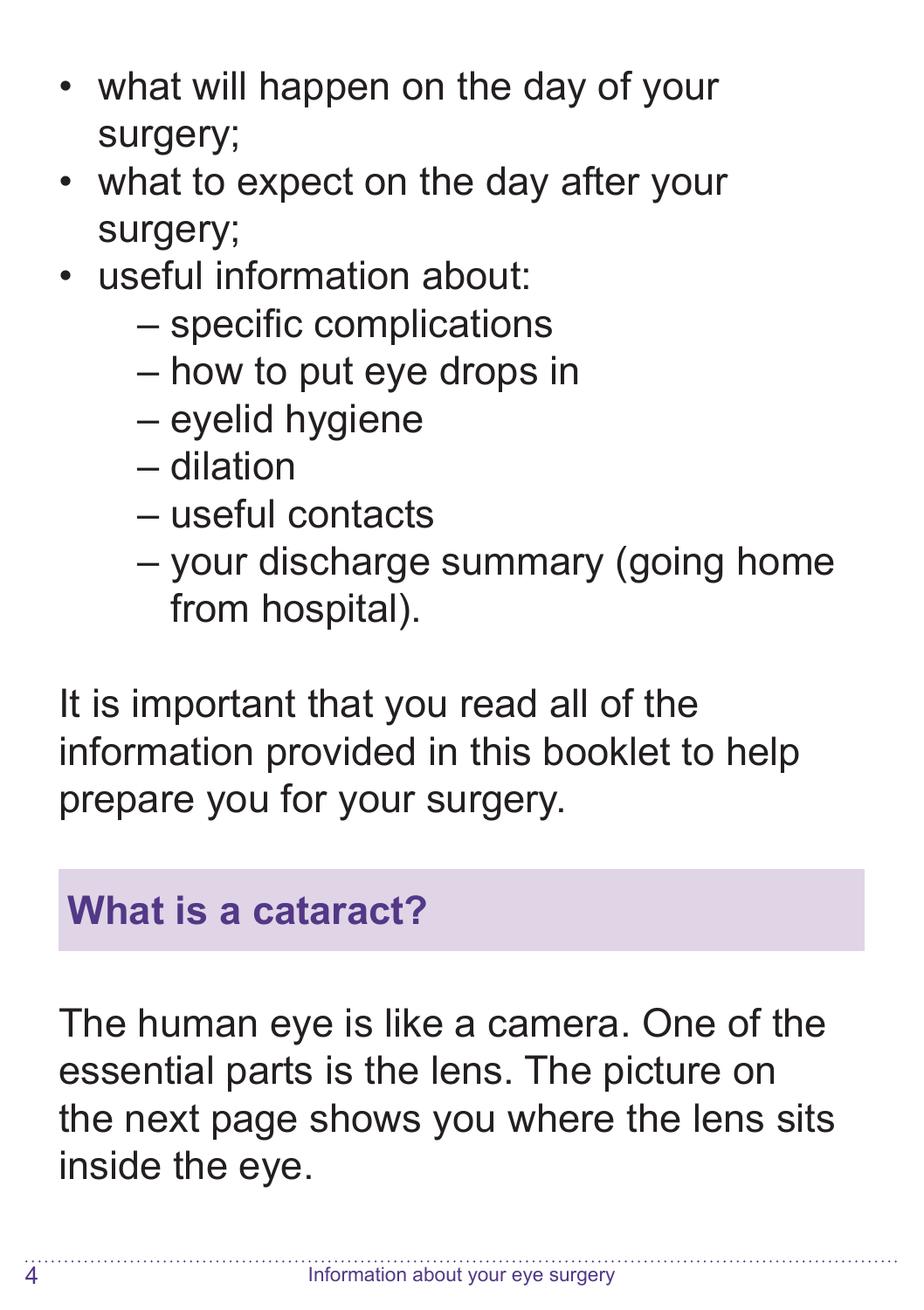- what will happen on the day of your surgery;
- what to expect on the day after your surgery;
- useful information about:
  - specific complications
  - how to put eye drops in
  - eyelid hygiene
  - dilation
  - useful contacts
  - your discharge summary (going home from hospital).

It is important that you read all of the information provided in this booklet to help prepare you for your surgery.

## What is a cataract?

The human eye is like a camera. One of the essential parts is the lens. The picture on the next page shows you where the lens sits inside the eye.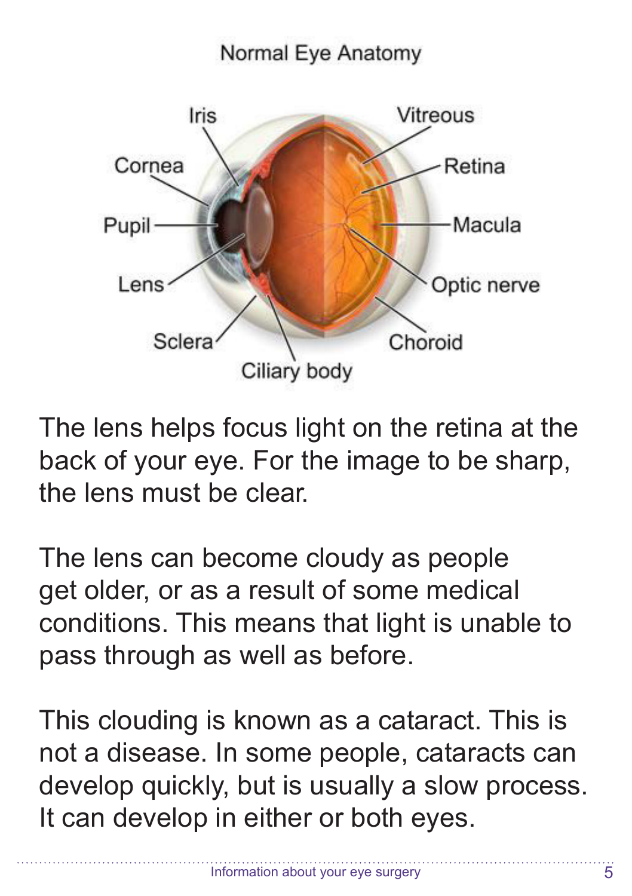Normal Eye Anatomy

Iris, Cornea, Pupil, Lens, Sclera, Ciliary body, Vitreous, Retina, Macula, Optic nerve, Choroid

The lens helps focus light on the retina at the back of your eye. For the image to be sharp, the lens must be clear.

The lens can become cloudy as people get older, or as a result of some medical conditions. This means that light is unable to pass through as well as before.

This clouding is known as a cataract. This is not a disease. In some people, cataracts can develop quickly, but is usually a slow process. It can develop in either or both eyes.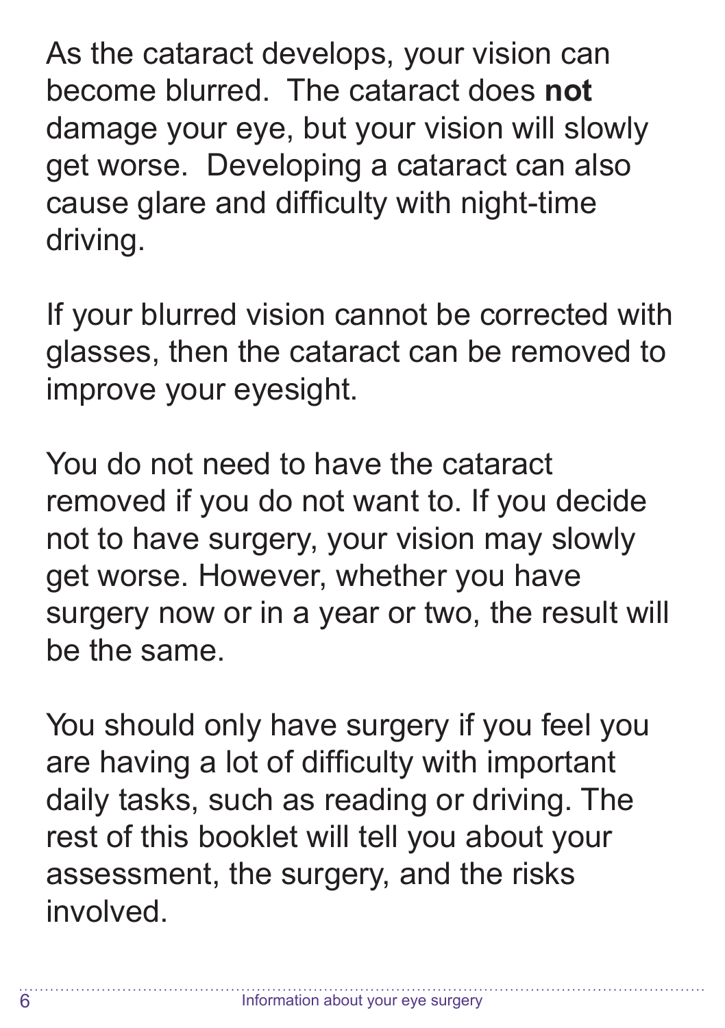As the cataract develops, your vision can become blurred. The cataract does **not** damage your eye, but your vision will slowly get worse. Developing a cataract can also cause glare and difficulty with night-time driving.

If your blurred vision cannot be corrected with glasses, then the cataract can be removed to improve your eyesight.

You do not need to have the cataract removed if you do not want to. If you decide not to have surgery, your vision may slowly get worse. However, whether you have surgery now or in a year or two, the result will be the same.

You should only have surgery if you feel you are having a lot of difficulty with important daily tasks, such as reading or driving. The rest of this booklet will tell you about your assessment, the surgery, and the risks involved.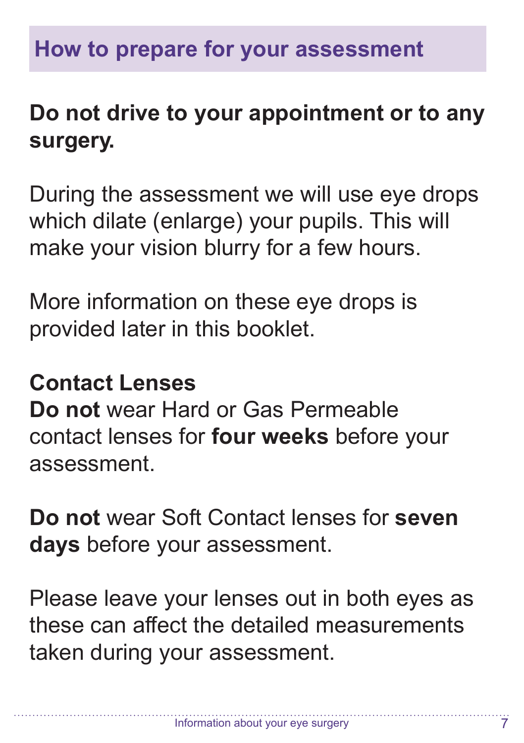## How to prepare for your assessment

**Do not drive to your appointment or to any surgery.**

During the assessment we will use eye drops which dilate (enlarge) your pupils. This will make your vision blurry for a few hours.

More information on these eye drops is provided later in this booklet.

**Contact Lenses**

**Do not** wear Hard or Gas Permeable contact lenses for **four weeks** before your assessment.

**Do not** wear Soft Contact lenses for **seven days** before your assessment.

Please leave your lenses out in both eyes as these can affect the detailed measurements taken during your assessment.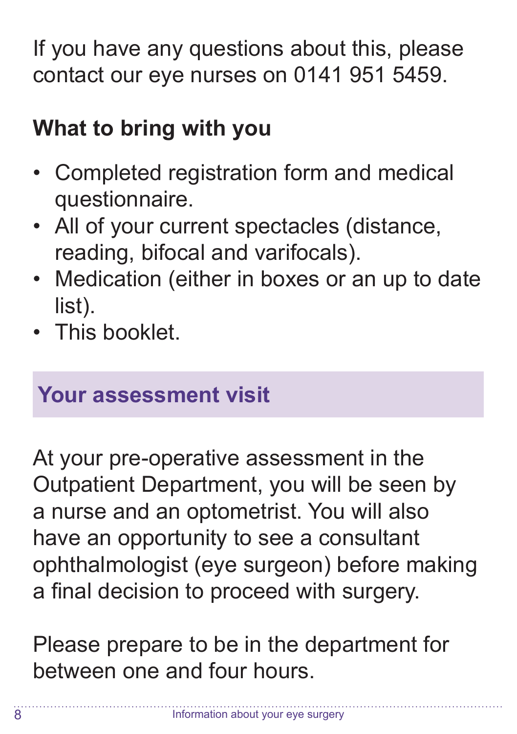If you have any questions about this, please contact our eye nurses on 0141 951 5459.

### What to bring with you

- Completed registration form and medical questionnaire.
- All of your current spectacles (distance, reading, bifocal and varifocals).
- Medication (either in boxes or an up to date list).
- This booklet.

## Your assessment visit

At your pre-operative assessment in the Outpatient Department, you will be seen by a nurse and an optometrist. You will also have an opportunity to see a consultant ophthalmologist (eye surgeon) before making a final decision to proceed with surgery.

Please prepare to be in the department for between one and four hours.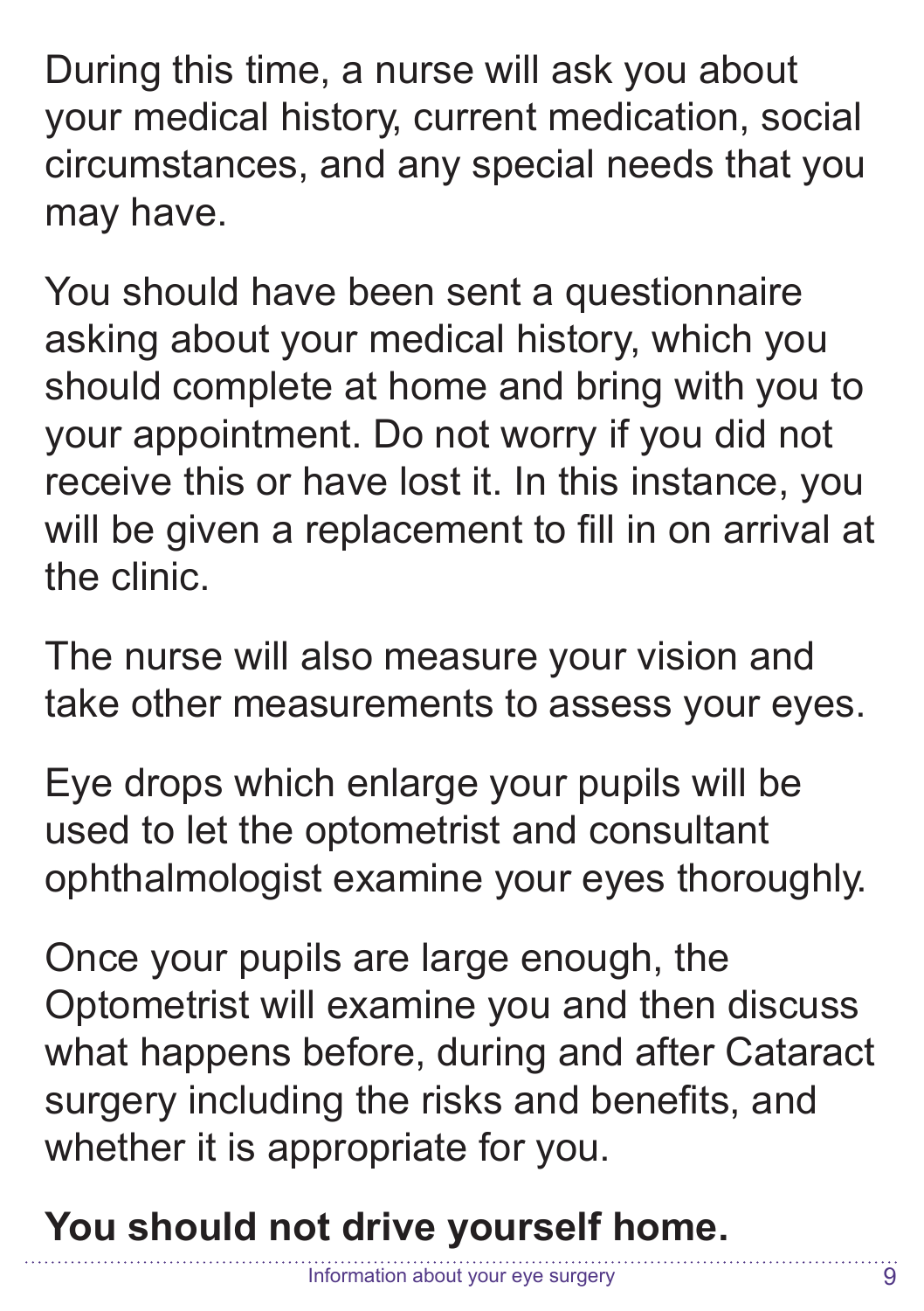During this time, a nurse will ask you about your medical history, current medication, social circumstances, and any special needs that you may have.

You should have been sent a questionnaire asking about your medical history, which you should complete at home and bring with you to your appointment. Do not worry if you did not receive this or have lost it. In this instance, you will be given a replacement to fill in on arrival at the clinic.

The nurse will also measure your vision and take other measurements to assess your eyes.

Eye drops which enlarge your pupils will be used to let the optometrist and consultant ophthalmologist examine your eyes thoroughly.

Once your pupils are large enough, the Optometrist will examine you and then discuss what happens before, during and after Cataract surgery including the risks and benefits, and whether it is appropriate for you.

**You should not drive yourself home.**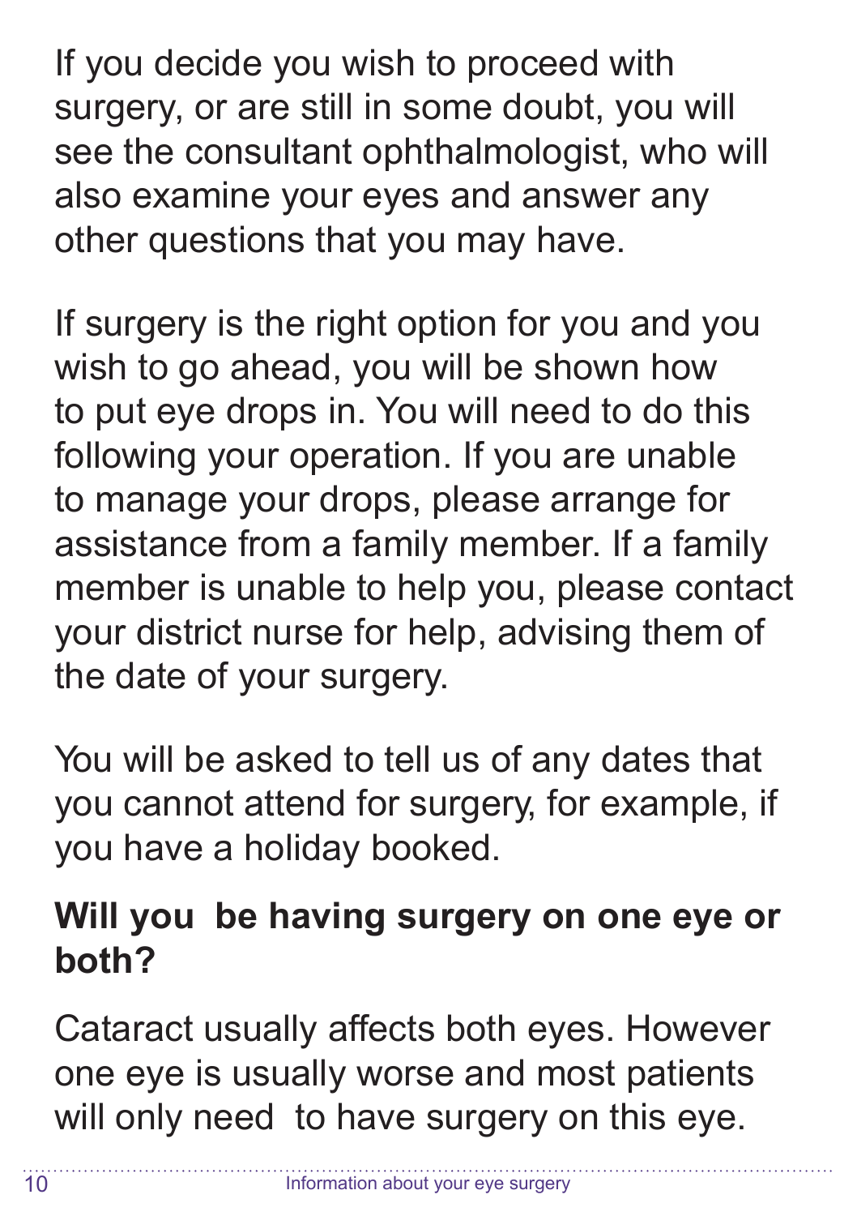If you decide you wish to proceed with surgery, or are still in some doubt, you will see the consultant ophthalmologist, who will also examine your eyes and answer any other questions that you may have.

If surgery is the right option for you and you wish to go ahead, you will be shown how to put eye drops in. You will need to do this following your operation. If you are unable to manage your drops, please arrange for assistance from a family member. If a family member is unable to help you, please contact your district nurse for help, advising them of the date of your surgery.

You will be asked to tell us of any dates that you cannot attend for surgery, for example, if you have a holiday booked.

## Will you be having surgery on one eye or both?

Cataract usually affects both eyes. However one eye is usually worse and most patients will only need to have surgery on this eye.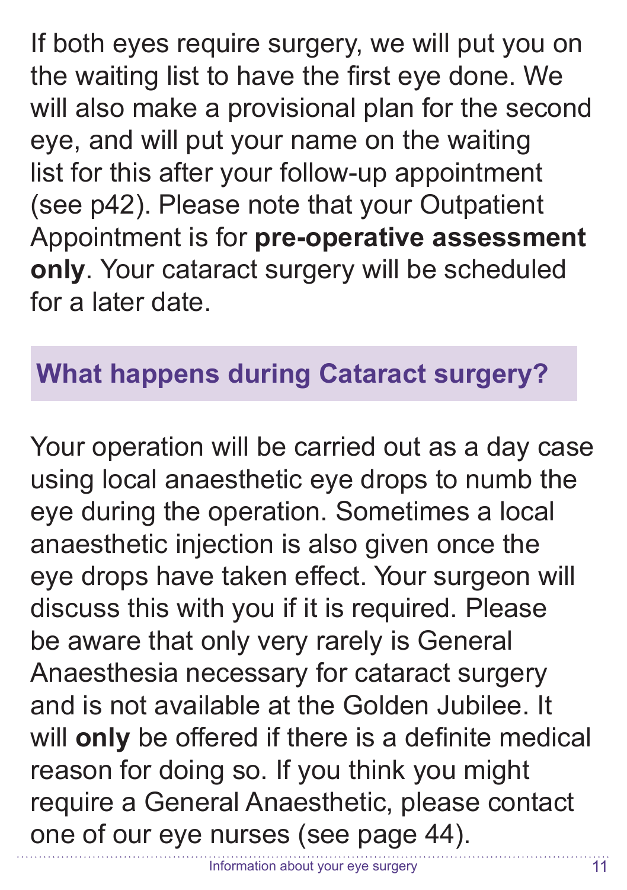If both eyes require surgery, we will put you on the waiting list to have the first eye done. We will also make a provisional plan for the second eye, and will put your name on the waiting list for this after your follow-up appointment (see p42). Please note that your Outpatient Appointment is for **pre-operative assessment only**. Your cataract surgery will be scheduled for a later date.

## What happens during Cataract surgery?

Your operation will be carried out as a day case using local anaesthetic eye drops to numb the eye during the operation. Sometimes a local anaesthetic injection is also given once the eye drops have taken effect. Your surgeon will discuss this with you if it is required. Please be aware that only very rarely is General Anaesthesia necessary for cataract surgery and is not available at the Golden Jubilee. It will **only** be offered if there is a definite medical reason for doing so. If you think you might require a General Anaesthetic, please contact one of our eye nurses (see page 44).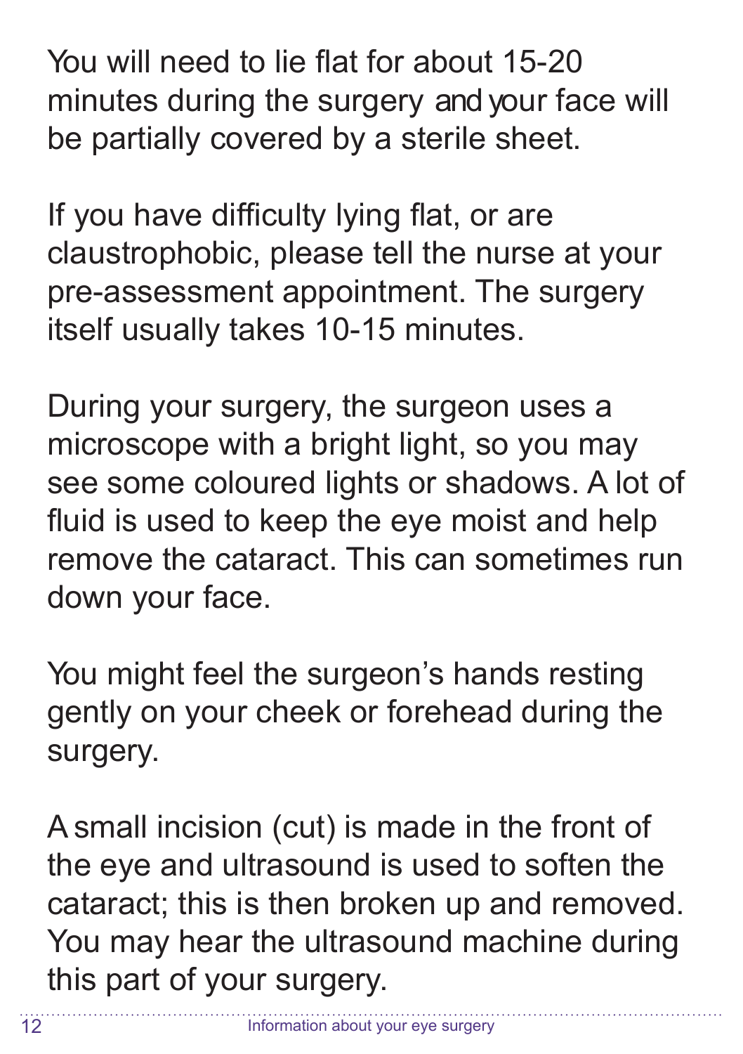You will need to lie flat for about 15-20 minutes during the surgery and your face will be partially covered by a sterile sheet.

If you have difficulty lying flat, or are claustrophobic, please tell the nurse at your pre-assessment appointment. The surgery itself usually takes 10-15 minutes.

During your surgery, the surgeon uses a microscope with a bright light, so you may see some coloured lights or shadows. A lot of fluid is used to keep the eye moist and help remove the cataract. This can sometimes run down your face.

You might feel the surgeon's hands resting gently on your cheek or forehead during the surgery.

A small incision (cut) is made in the front of the eye and ultrasound is used to soften the cataract; this is then broken up and removed. You may hear the ultrasound machine during this part of your surgery.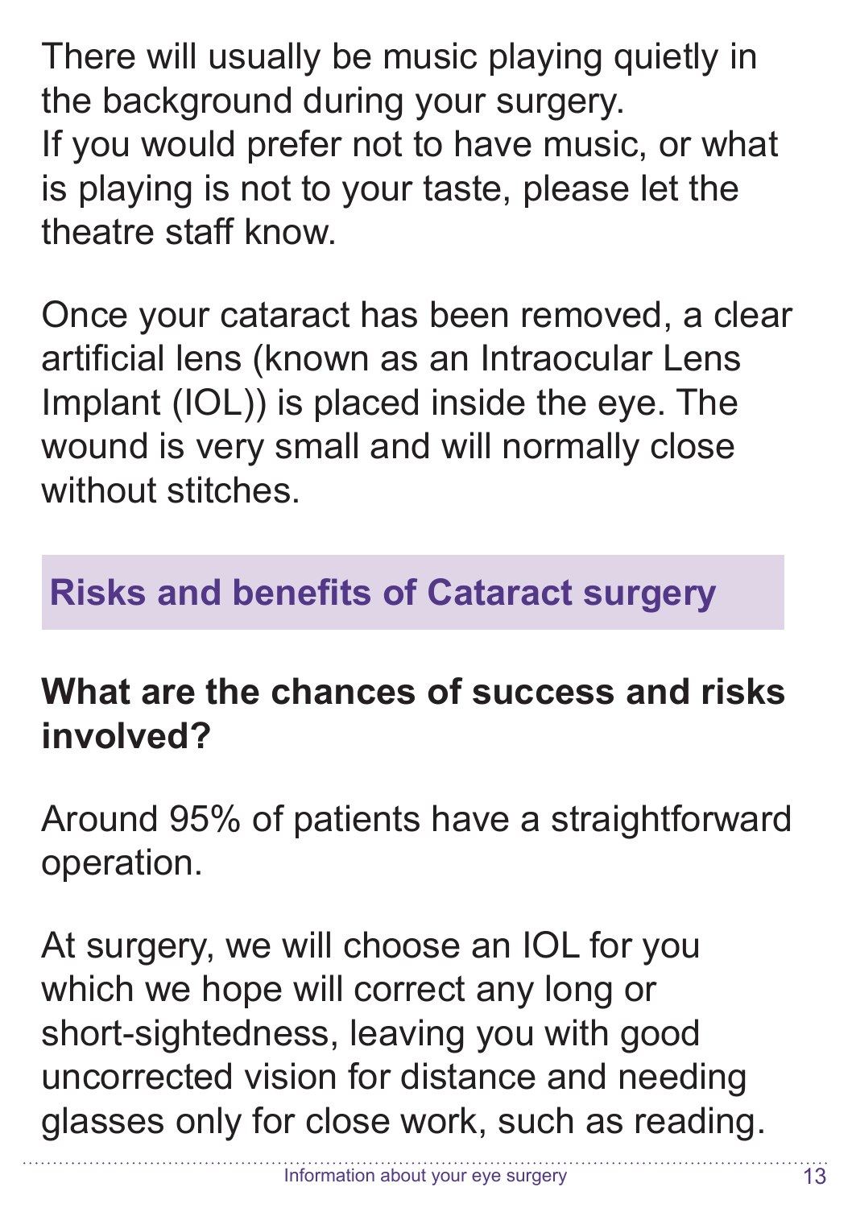There will usually be music playing quietly in the background during your surgery.
If you would prefer not to have music, or what is playing is not to your taste, please let the theatre staff know.

Once your cataract has been removed, a clear artificial lens (known as an Intraocular Lens Implant (IOL)) is placed inside the eye. The wound is very small and will normally close without stitches.

## Risks and benefits of Cataract surgery

### What are the chances of success and risks involved?

Around 95% of patients have a straightforward operation.

At surgery, we will choose an IOL for you which we hope will correct any long or short-sightedness, leaving you with good uncorrected vision for distance and needing glasses only for close work, such as reading.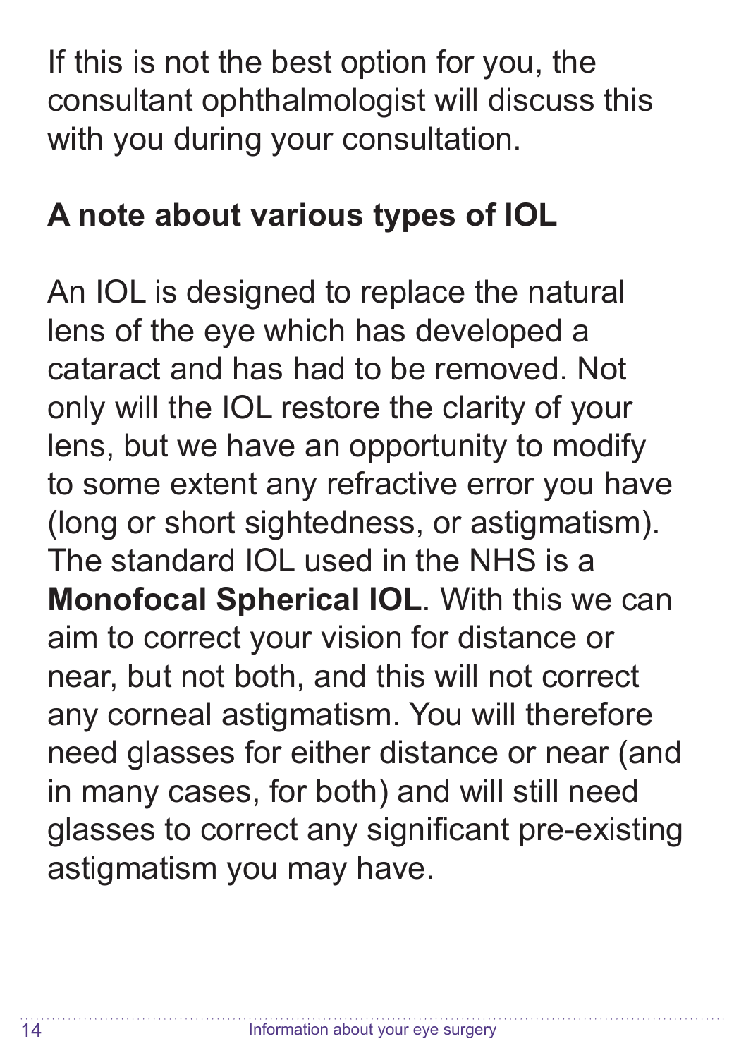If this is not the best option for you, the consultant ophthalmologist will discuss this with you during your consultation.

## A note about various types of IOL

An IOL is designed to replace the natural lens of the eye which has developed a cataract and has had to be removed. Not only will the IOL restore the clarity of your lens, but we have an opportunity to modify to some extent any refractive error you have (long or short sightedness, or astigmatism). The standard IOL used in the NHS is a **Monofocal Spherical IOL**. With this we can aim to correct your vision for distance or near, but not both, and this will not correct any corneal astigmatism. You will therefore need glasses for either distance or near (and in many cases, for both) and will still need glasses to correct any significant pre-existing astigmatism you may have.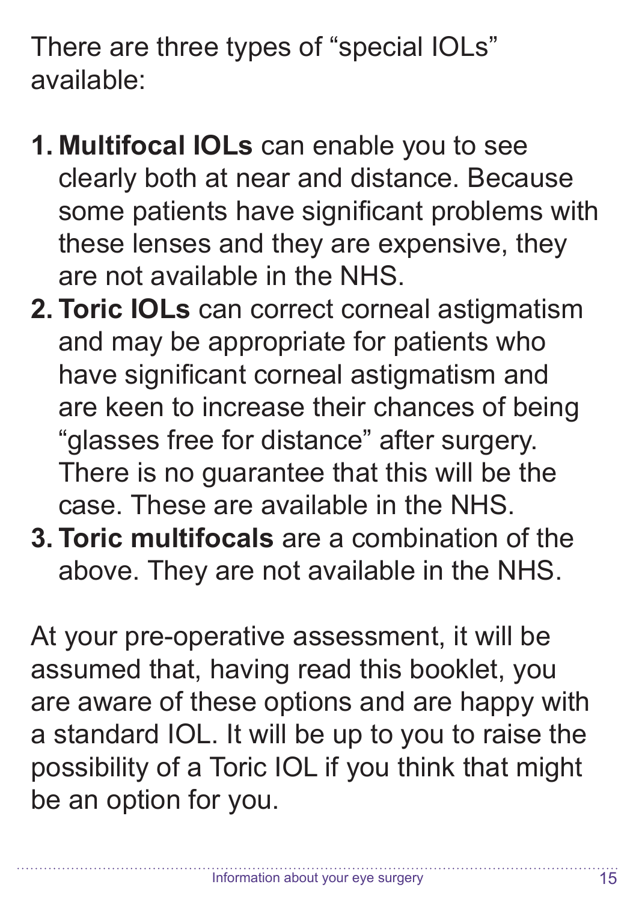There are three types of “special IOLs” available:

1. **Multifocal IOLs** can enable you to see clearly both at near and distance. Because some patients have significant problems with these lenses and they are expensive, they are not available in the NHS.
2. **Toric IOLs** can correct corneal astigmatism and may be appropriate for patients who have significant corneal astigmatism and are keen to increase their chances of being “glasses free for distance” after surgery. There is no guarantee that this will be the case. These are available in the NHS.
3. **Toric multifocals** are a combination of the above. They are not available in the NHS.

At your pre-operative assessment, it will be assumed that, having read this booklet, you are aware of these options and are happy with a standard IOL. It will be up to you to raise the possibility of a Toric IOL if you think that might be an option for you.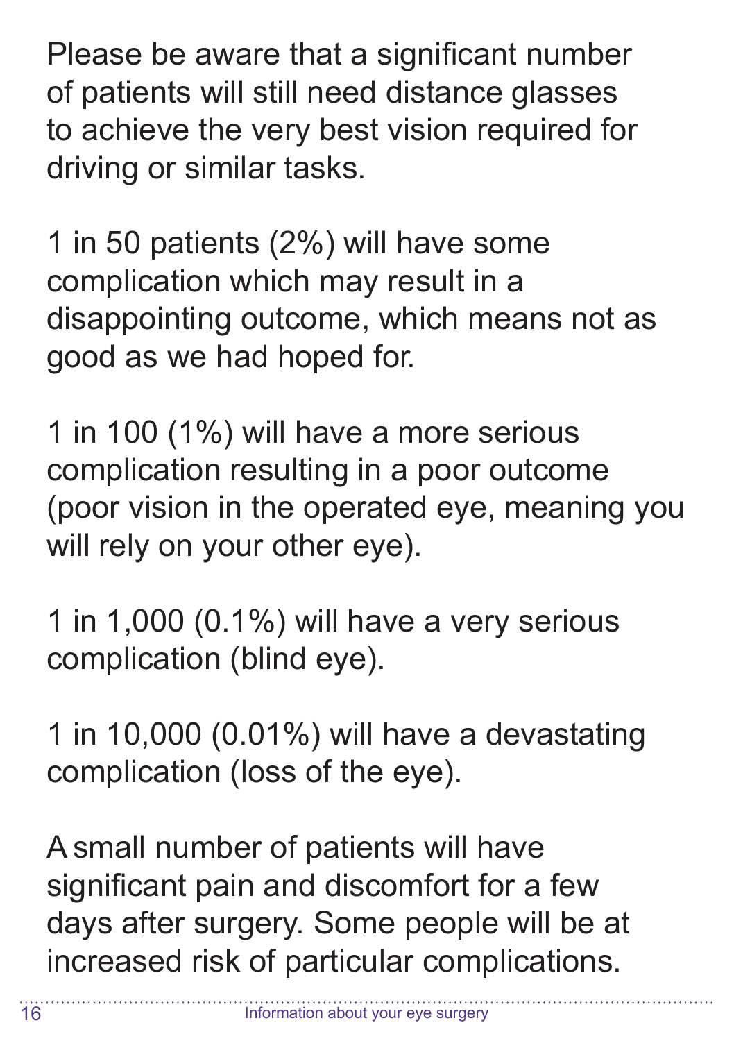Please be aware that a significant number of patients will still need distance glasses to achieve the very best vision required for driving or similar tasks.

1 in 50 patients (2%) will have some complication which may result in a disappointing outcome, which means not as good as we had hoped for.

1 in 100 (1%) will have a more serious complication resulting in a poor outcome (poor vision in the operated eye, meaning you will rely on your other eye).

1 in 1,000 (0.1%) will have a very serious complication (blind eye).

1 in 10,000 (0.01%) will have a devastating complication (loss of the eye).

A small number of patients will have significant pain and discomfort for a few days after surgery. Some people will be at increased risk of particular complications.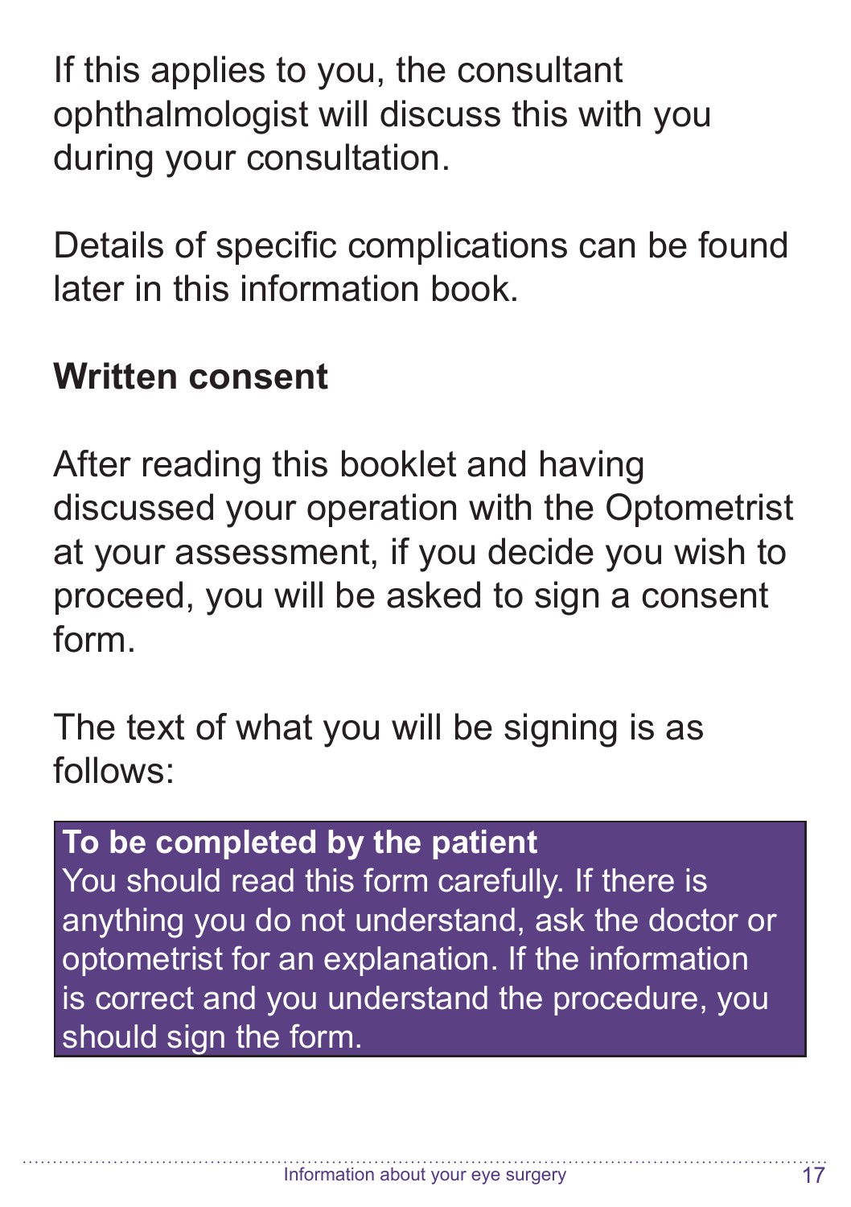If this applies to you, the consultant ophthalmologist will discuss this with you during your consultation.

Details of specific complications can be found later in this information book.

## Written consent

After reading this booklet and having discussed your operation with the Optometrist at your assessment, if you decide you wish to proceed, you will be asked to sign a consent form.

The text of what you will be signing is as follows:

**To be completed by the patient**
You should read this form carefully. If there is anything you do not understand, ask the doctor or optometrist for an explanation. If the information is correct and you understand the procedure, you should sign the form.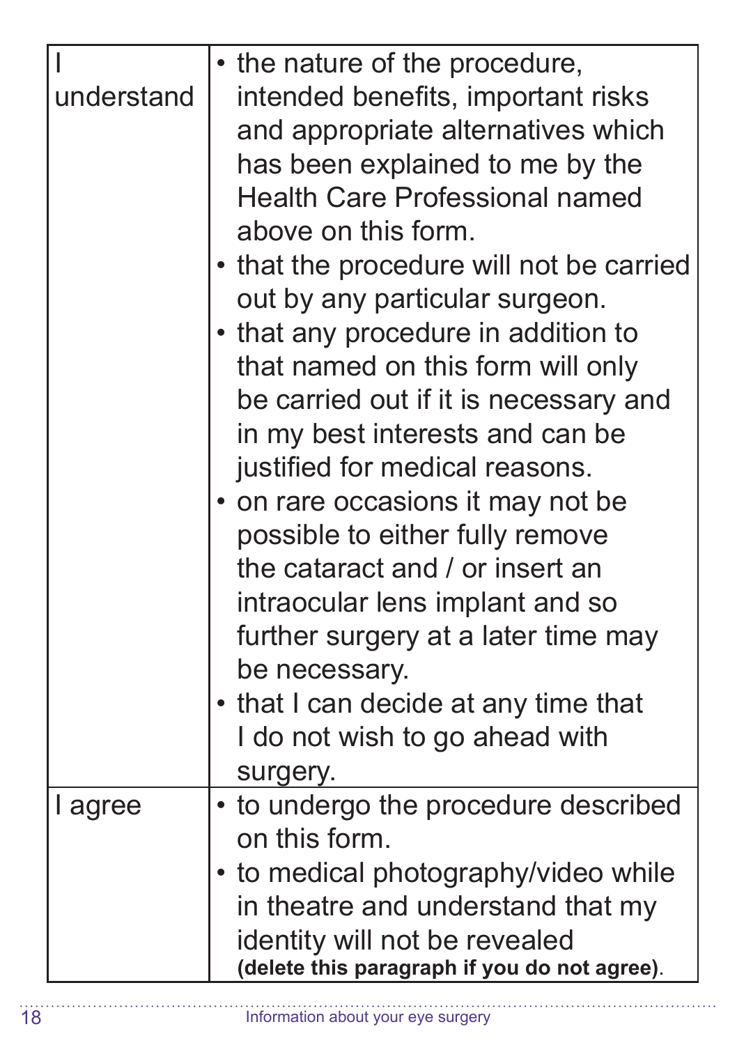| I understand | • the nature of the procedure, intended benefits, important risks and appropriate alternatives which has been explained to me by the Health Care Professional named above on this form.<br>• that the procedure will not be carried out by any particular surgeon.<br>• that any procedure in addition to that named on this form will only be carried out if it is necessary and in my best interests and can be justified for medical reasons.<br>• on rare occasions it may not be possible to either fully remove the cataract and / or insert an intraocular lens implant and so further surgery at a later time may be necessary.<br>• that I can decide at any time that I do not wish to go ahead with surgery. |
|---|---|
| I agree | • to undergo the procedure described on this form.<br>• to medical photography/video while in theatre and understand that my identity will not be revealed **(delete this paragraph if you do not agree)**. |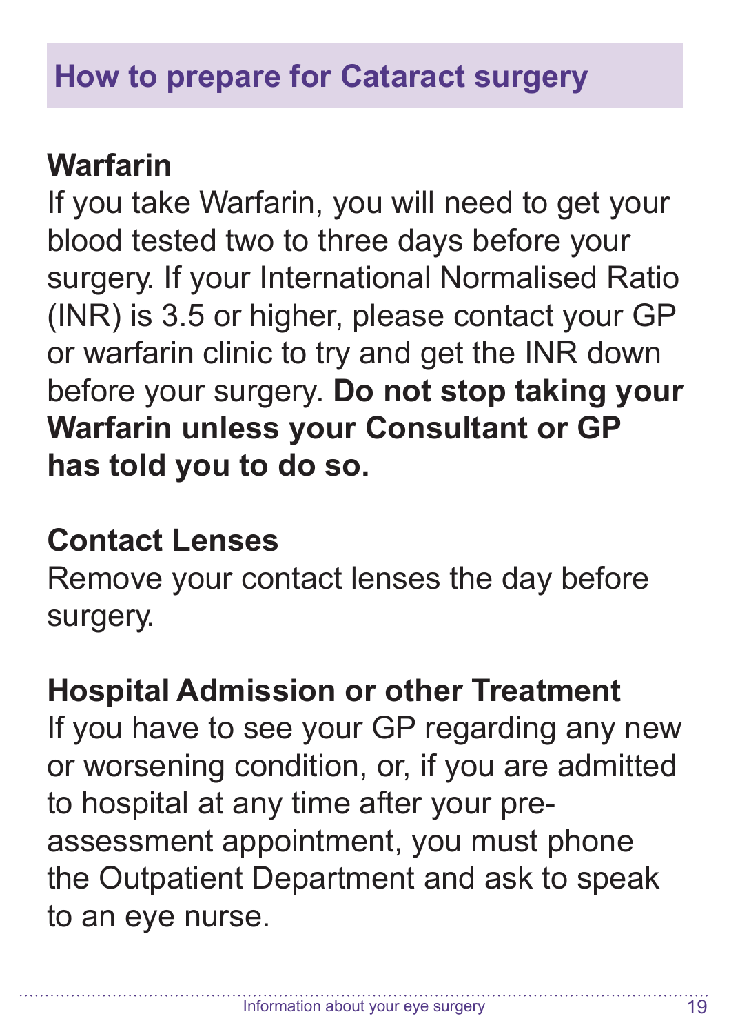## How to prepare for Cataract surgery

### Warfarin

If you take Warfarin, you will need to get your blood tested two to three days before your surgery. If your International Normalised Ratio (INR) is 3.5 or higher, please contact your GP or warfarin clinic to try and get the INR down before your surgery. **Do not stop taking your Warfarin unless your Consultant or GP has told you to do so.**

### Contact Lenses

Remove your contact lenses the day before surgery.

### Hospital Admission or other Treatment

If you have to see your GP regarding any new or worsening condition, or, if you are admitted to hospital at any time after your pre-assessment appointment, you must phone the Outpatient Department and ask to speak to an eye nurse.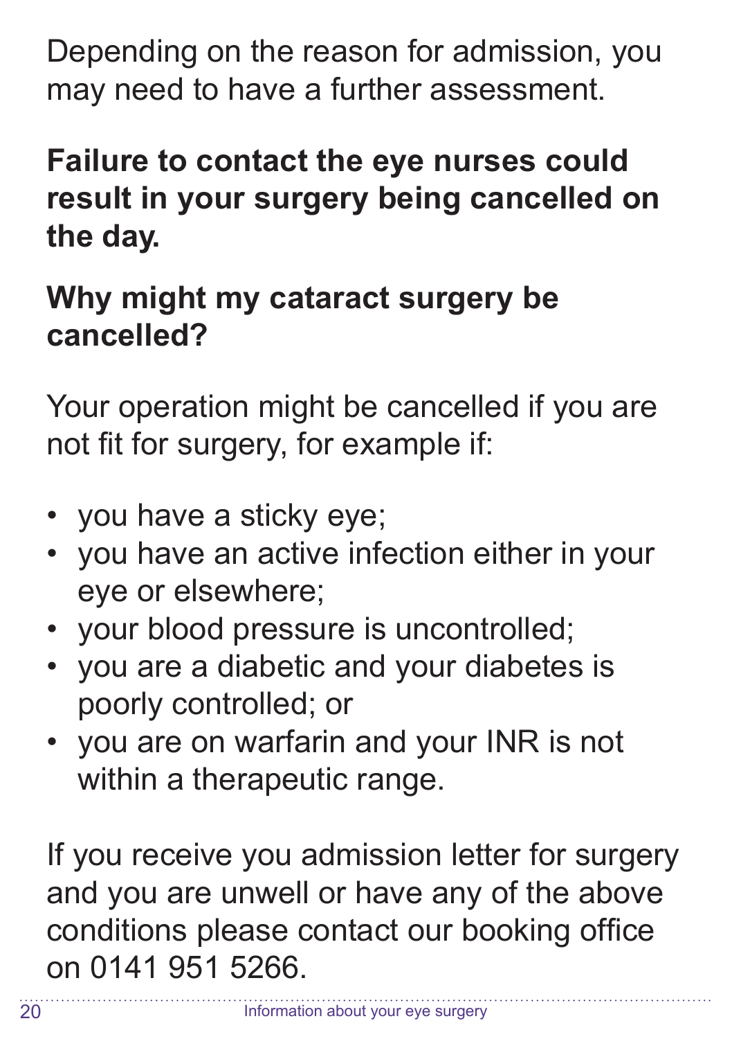Depending on the reason for admission, you may need to have a further assessment.

**Failure to contact the eye nurses could result in your surgery being cancelled on the day.**

## Why might my cataract surgery be cancelled?

Your operation might be cancelled if you are not fit for surgery, for example if:

- you have a sticky eye;
- you have an active infection either in your eye or elsewhere;
- your blood pressure is uncontrolled;
- you are a diabetic and your diabetes is poorly controlled; or
- you are on warfarin and your INR is not within a therapeutic range.

If you receive you admission letter for surgery and you are unwell or have any of the above conditions please contact our booking office on 0141 951 5266.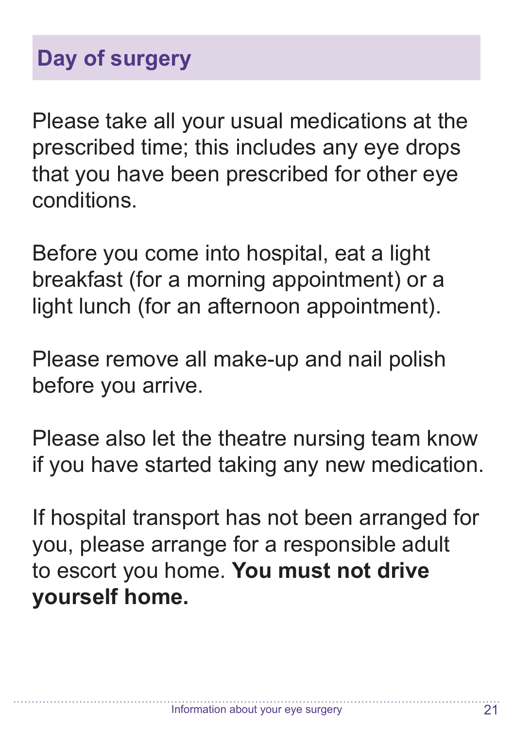## Day of surgery

Please take all your usual medications at the prescribed time; this includes any eye drops that you have been prescribed for other eye conditions.

Before you come into hospital, eat a light breakfast (for a morning appointment) or a light lunch (for an afternoon appointment).

Please remove all make-up and nail polish before you arrive.

Please also let the theatre nursing team know if you have started taking any new medication.

If hospital transport has not been arranged for you, please arrange for a responsible adult to escort you home. **You must not drive yourself home.**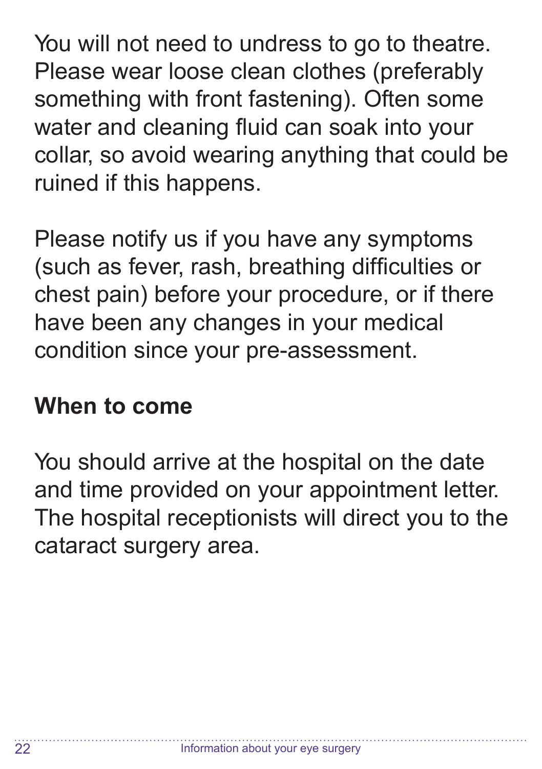You will not need to undress to go to theatre. Please wear loose clean clothes (preferably something with front fastening). Often some water and cleaning fluid can soak into your collar, so avoid wearing anything that could be ruined if this happens.

Please notify us if you have any symptoms (such as fever, rash, breathing difficulties or chest pain) before your procedure, or if there have been any changes in your medical condition since your pre-assessment.

## When to come

You should arrive at the hospital on the date and time provided on your appointment letter. The hospital receptionists will direct you to the cataract surgery area.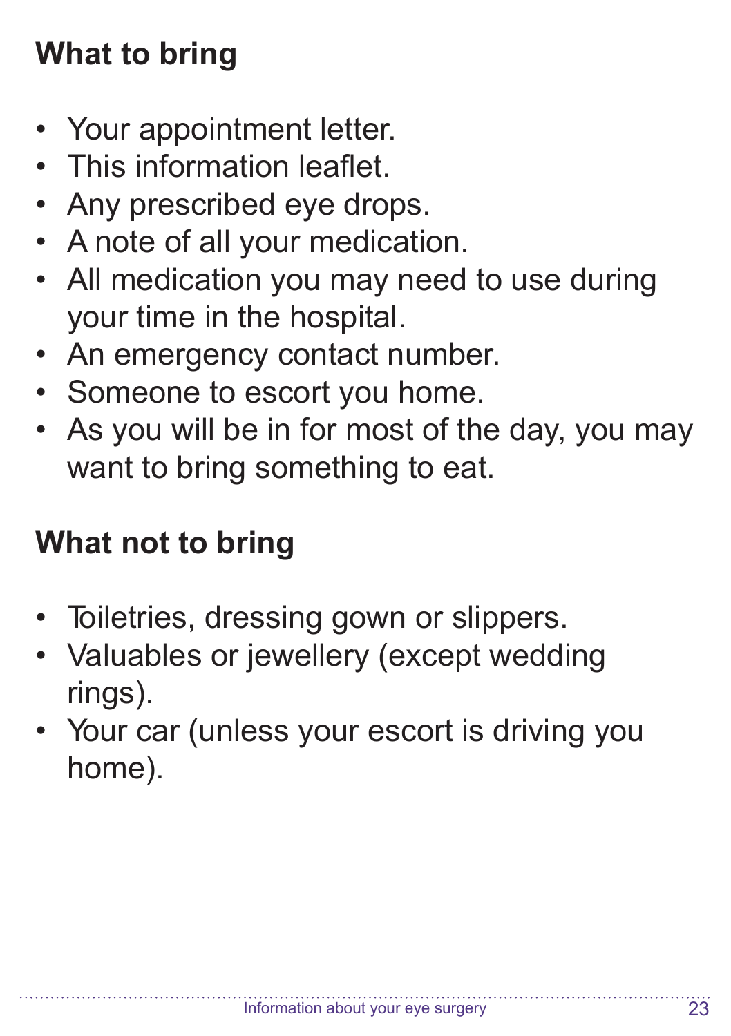## What to bring

- Your appointment letter.
- This information leaflet.
- Any prescribed eye drops.
- A note of all your medication.
- All medication you may need to use during your time in the hospital.
- An emergency contact number.
- Someone to escort you home.
- As you will be in for most of the day, you may want to bring something to eat.

## What not to bring

- Toiletries, dressing gown or slippers.
- Valuables or jewellery (except wedding rings).
- Your car (unless your escort is driving you home).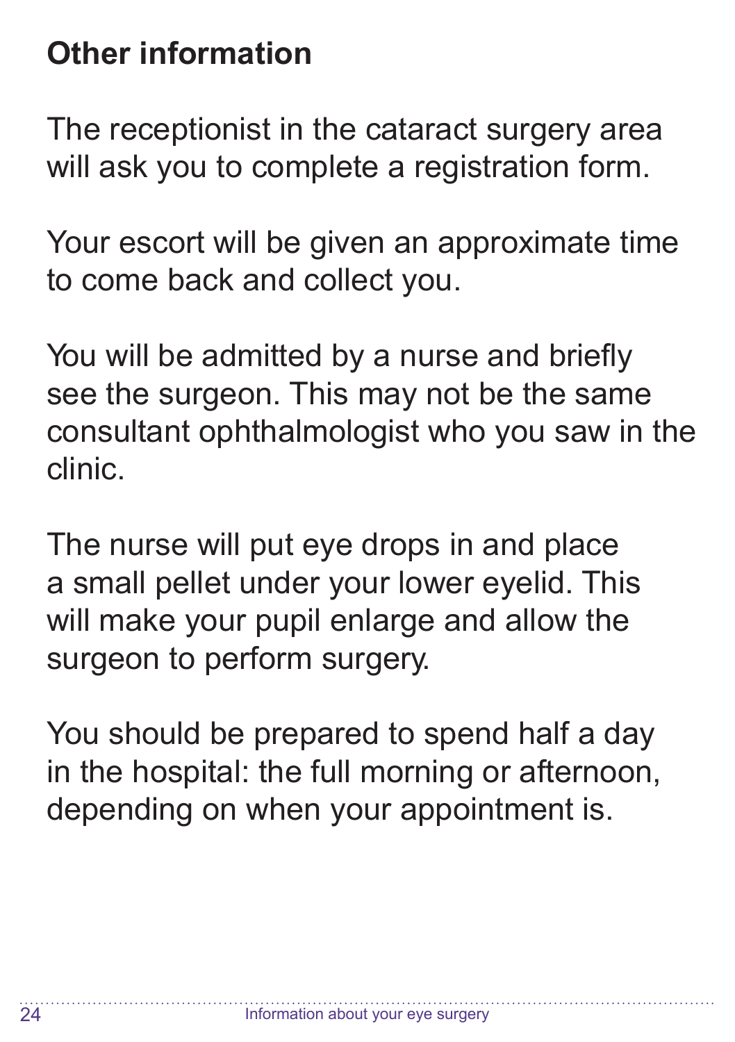## Other information

The receptionist in the cataract surgery area will ask you to complete a registration form.

Your escort will be given an approximate time to come back and collect you.

You will be admitted by a nurse and briefly see the surgeon. This may not be the same consultant ophthalmologist who you saw in the clinic.

The nurse will put eye drops in and place a small pellet under your lower eyelid. This will make your pupil enlarge and allow the surgeon to perform surgery.

You should be prepared to spend half a day in the hospital: the full morning or afternoon, depending on when your appointment is.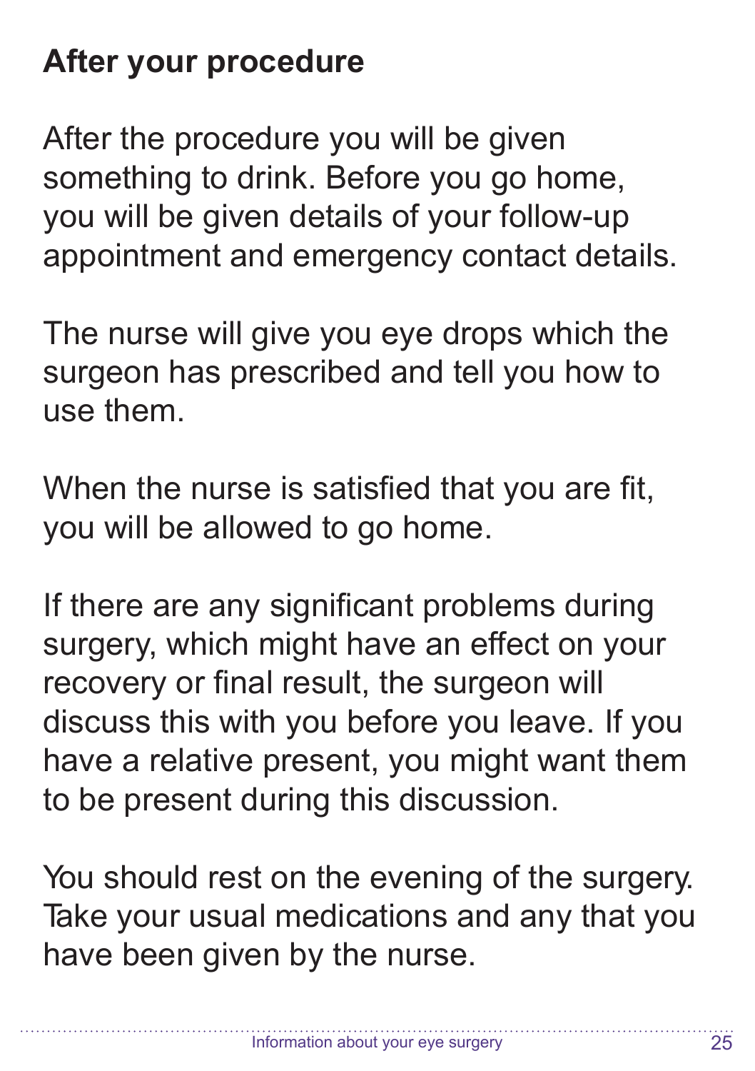## After your procedure

After the procedure you will be given something to drink. Before you go home, you will be given details of your follow-up appointment and emergency contact details.

The nurse will give you eye drops which the surgeon has prescribed and tell you how to use them.

When the nurse is satisfied that you are fit, you will be allowed to go home.

If there are any significant problems during surgery, which might have an effect on your recovery or final result, the surgeon will discuss this with you before you leave. If you have a relative present, you might want them to be present during this discussion.

You should rest on the evening of the surgery. Take your usual medications and any that you have been given by the nurse.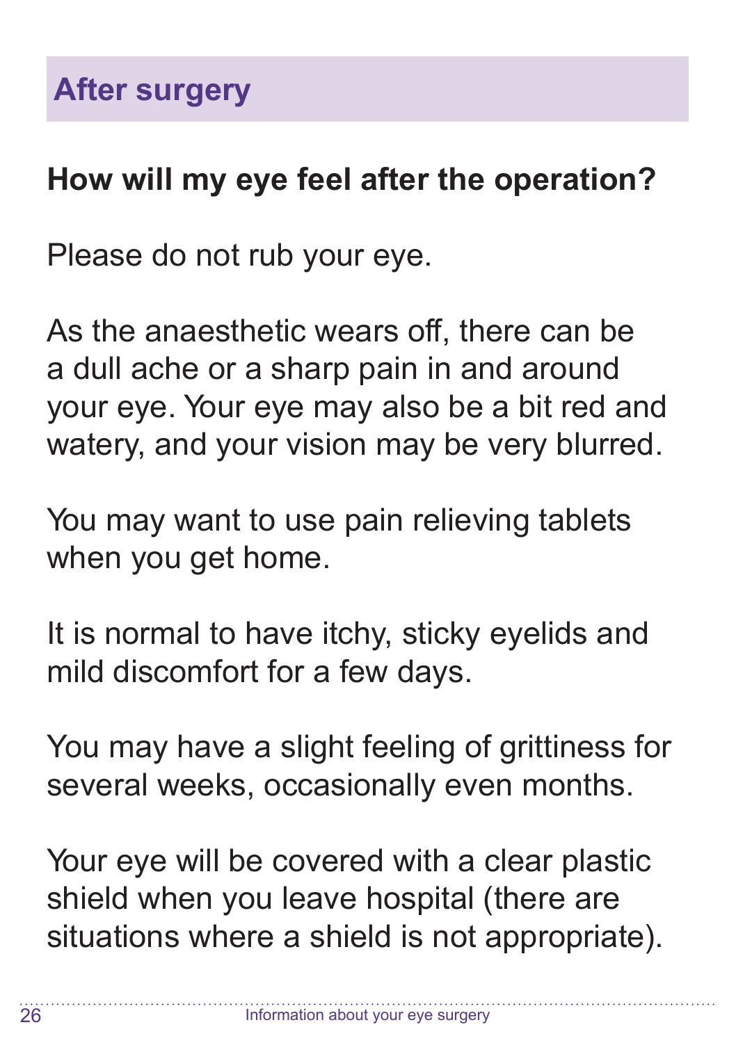# After surgery

## How will my eye feel after the operation?

Please do not rub your eye.

As the anaesthetic wears off, there can be a dull ache or a sharp pain in and around your eye. Your eye may also be a bit red and watery, and your vision may be very blurred.

You may want to use pain relieving tablets when you get home.

It is normal to have itchy, sticky eyelids and mild discomfort for a few days.

You may have a slight feeling of grittiness for several weeks, occasionally even months.

Your eye will be covered with a clear plastic shield when you leave hospital (there are situations where a shield is not appropriate).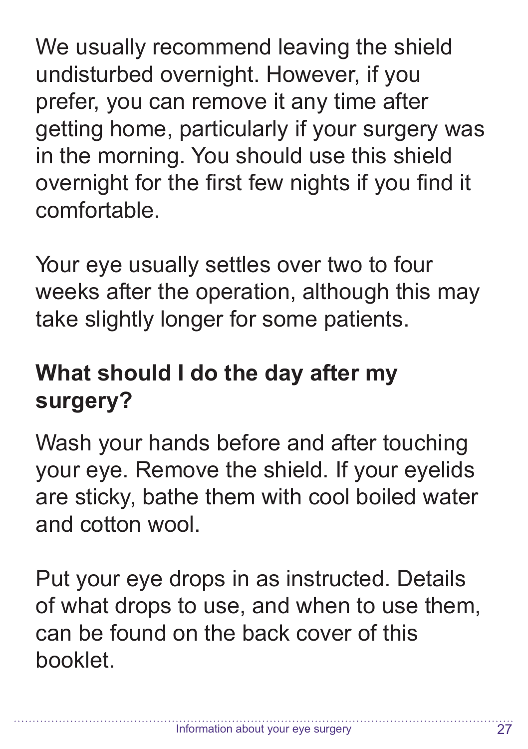We usually recommend leaving the shield undisturbed overnight. However, if you prefer, you can remove it any time after getting home, particularly if your surgery was in the morning. You should use this shield overnight for the first few nights if you find it comfortable.

Your eye usually settles over two to four weeks after the operation, although this may take slightly longer for some patients.

## What should I do the day after my surgery?

Wash your hands before and after touching your eye. Remove the shield. If your eyelids are sticky, bathe them with cool boiled water and cotton wool.

Put your eye drops in as instructed. Details of what drops to use, and when to use them, can be found on the back cover of this booklet.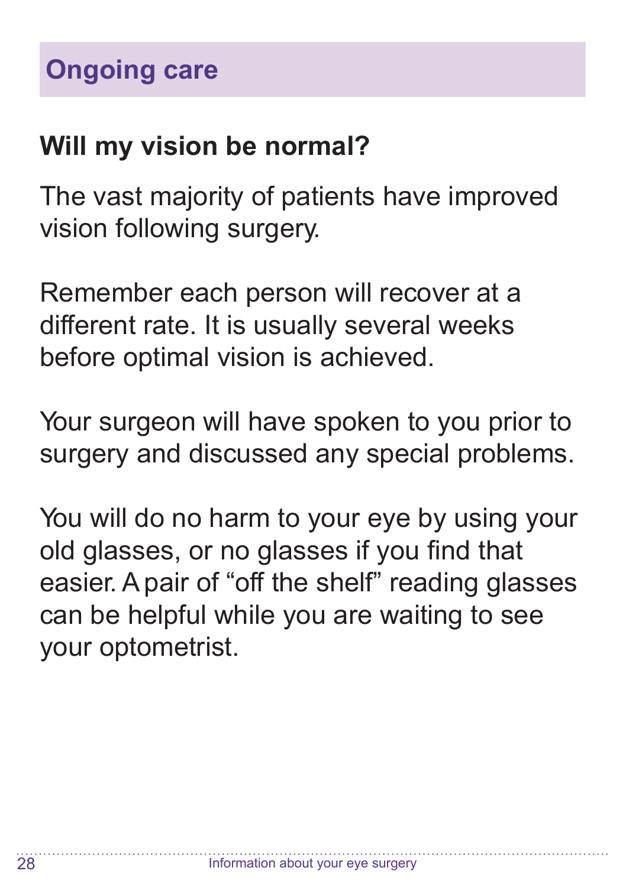## Ongoing care

### Will my vision be normal?

The vast majority of patients have improved vision following surgery.

Remember each person will recover at a different rate. It is usually several weeks before optimal vision is achieved.

Your surgeon will have spoken to you prior to surgery and discussed any special problems.

You will do no harm to your eye by using your old glasses, or no glasses if you find that easier. A pair of “off the shelf” reading glasses can be helpful while you are waiting to see your optometrist.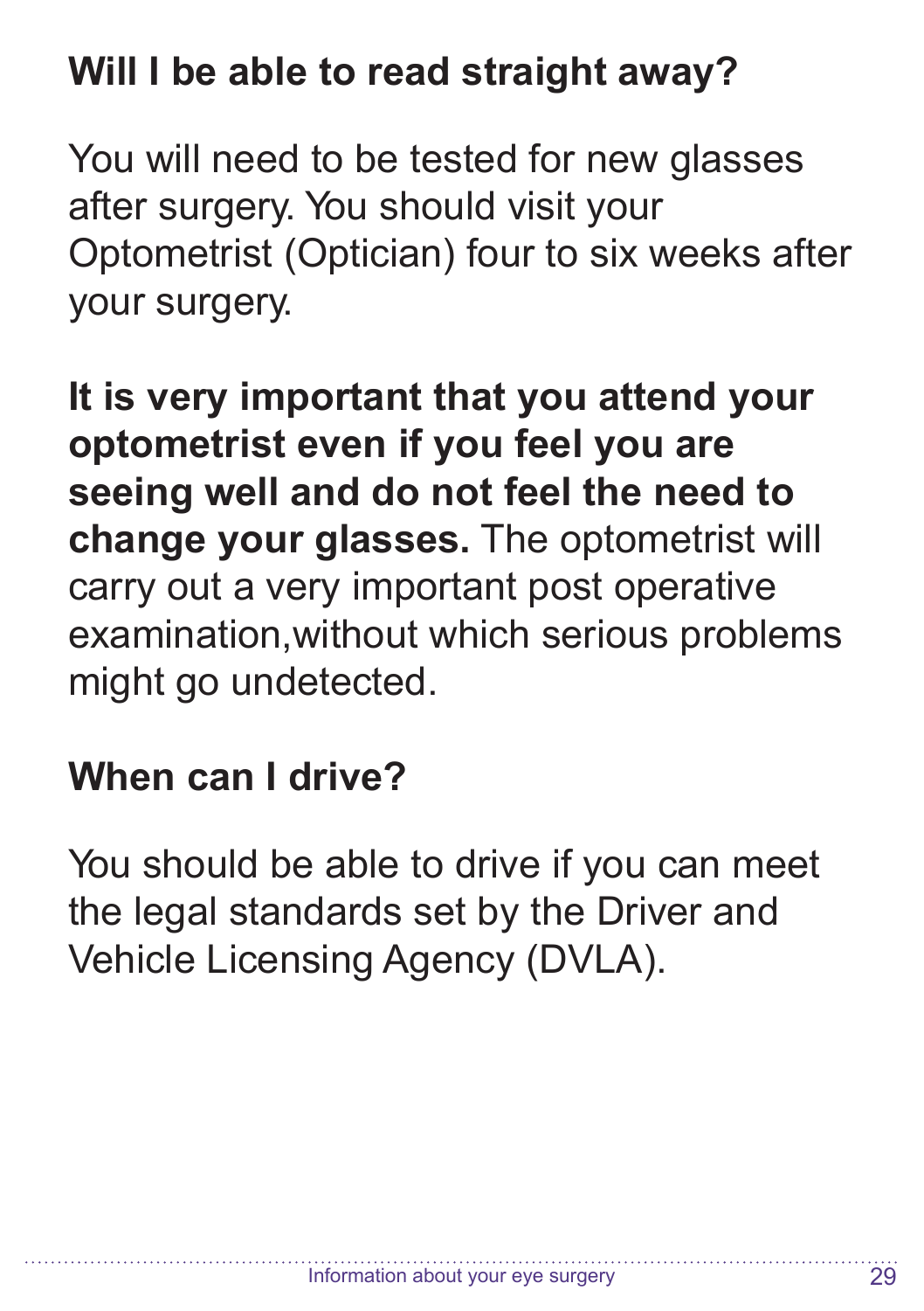## Will I be able to read straight away?

You will need to be tested for new glasses after surgery. You should visit your Optometrist (Optician) four to six weeks after your surgery.

**It is very important that you attend your optometrist even if you feel you are seeing well and do not feel the need to change your glasses.** The optometrist will carry out a very important post operative examination,without which serious problems might go undetected.

## When can I drive?

You should be able to drive if you can meet the legal standards set by the Driver and Vehicle Licensing Agency (DVLA).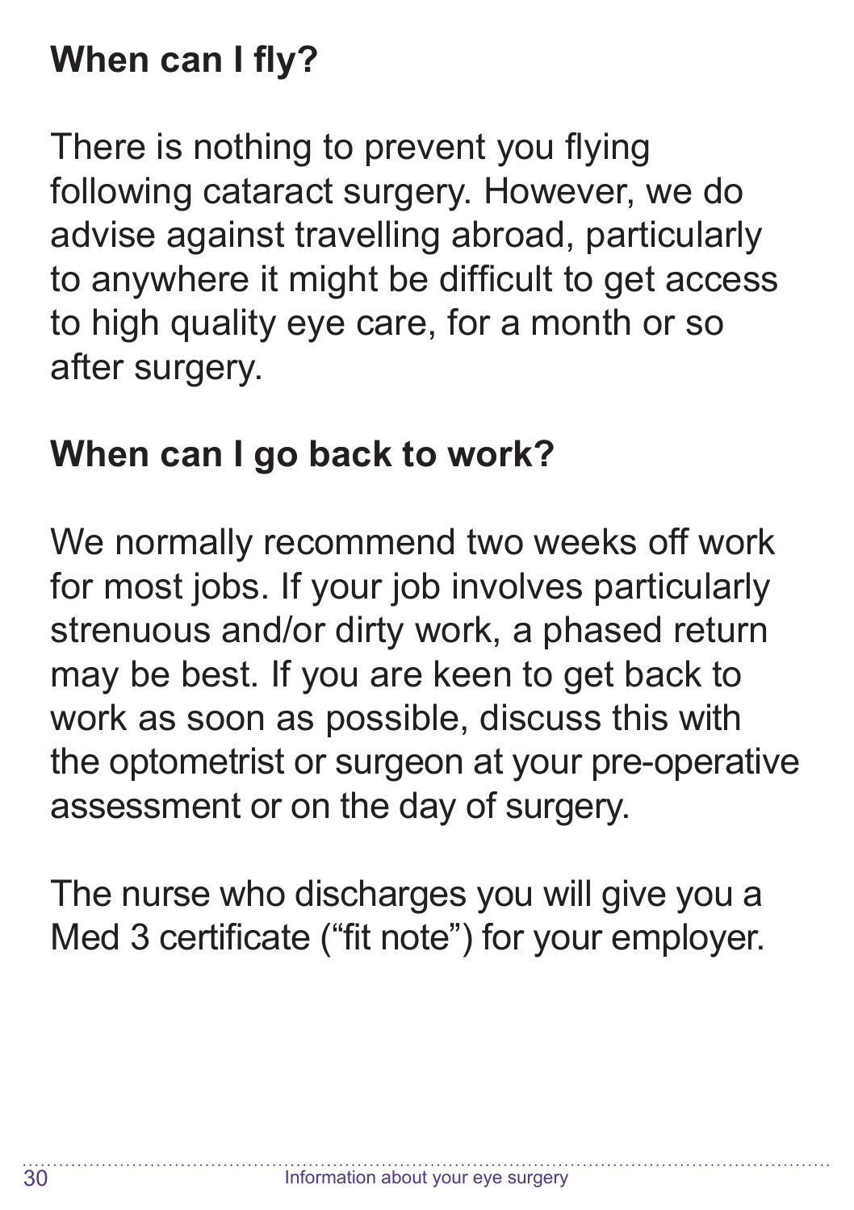## When can I fly?

There is nothing to prevent you flying following cataract surgery. However, we do advise against travelling abroad, particularly to anywhere it might be difficult to get access to high quality eye care, for a month or so after surgery.

## When can I go back to work?

We normally recommend two weeks off work for most jobs. If your job involves particularly strenuous and/or dirty work, a phased return may be best. If you are keen to get back to work as soon as possible, discuss this with the optometrist or surgeon at your pre-operative assessment or on the day of surgery.

The nurse who discharges you will give you a Med 3 certificate ("fit note") for your employer.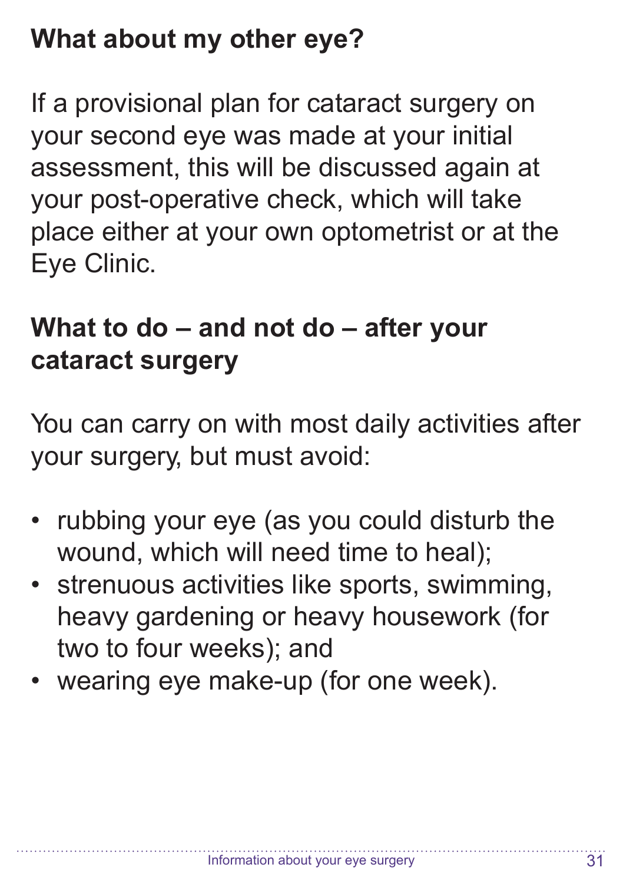## What about my other eye?

If a provisional plan for cataract surgery on your second eye was made at your initial assessment, this will be discussed again at your post-operative check, which will take place either at your own optometrist or at the Eye Clinic.

## What to do – and not do – after your cataract surgery

You can carry on with most daily activities after your surgery, but must avoid:

- rubbing your eye (as you could disturb the wound, which will need time to heal);
- strenuous activities like sports, swimming, heavy gardening or heavy housework (for two to four weeks); and
- wearing eye make-up (for one week).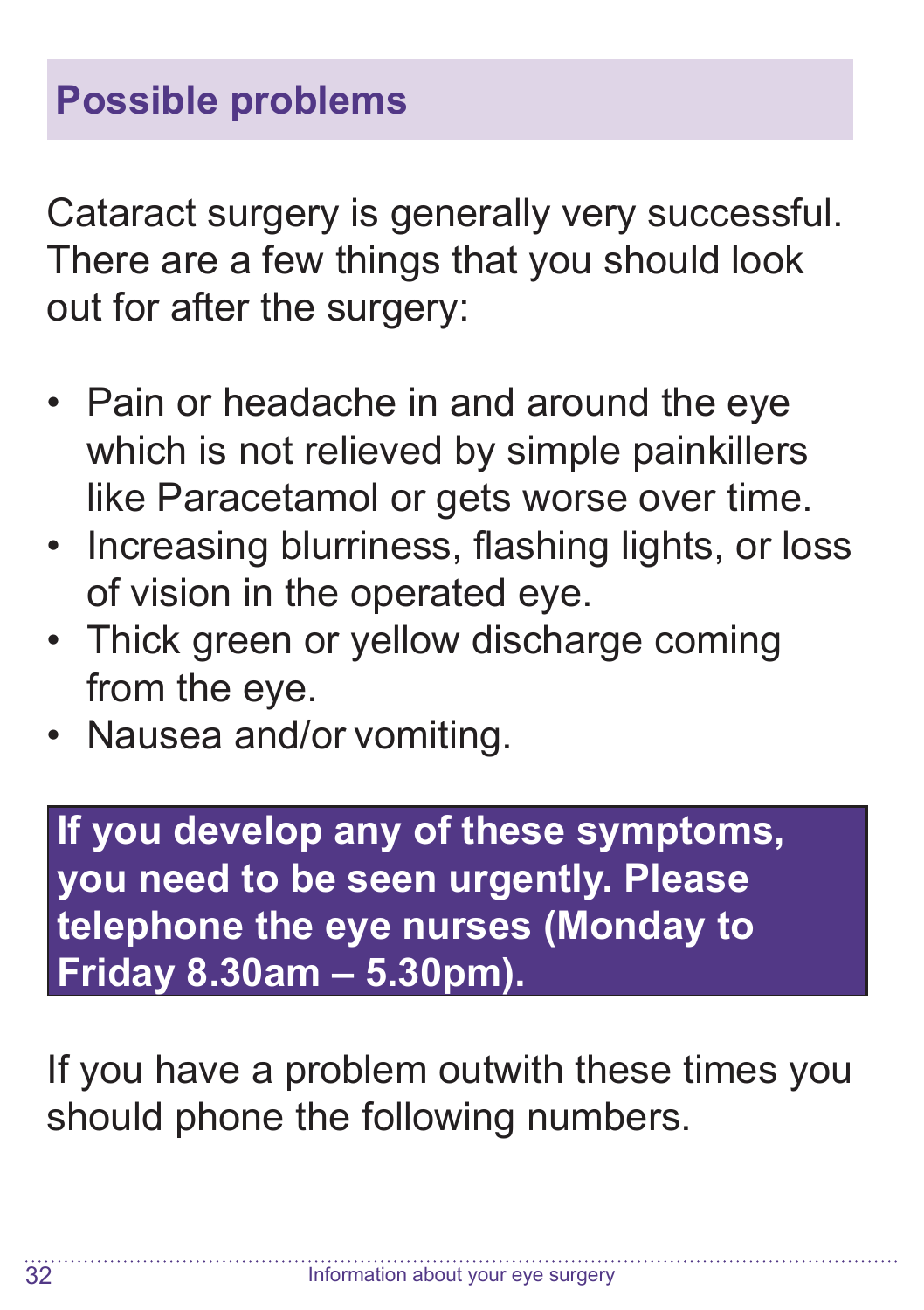## Possible problems

Cataract surgery is generally very successful. There are a few things that you should look out for after the surgery:

- Pain or headache in and around the eye which is not relieved by simple painkillers like Paracetamol or gets worse over time.
- Increasing blurriness, flashing lights, or loss of vision in the operated eye.
- Thick green or yellow discharge coming from the eye.
- Nausea and/or vomiting.

**If you develop any of these symptoms, you need to be seen urgently. Please telephone the eye nurses (Monday to Friday 8.30am – 5.30pm).**

If you have a problem outwith these times you should phone the following numbers.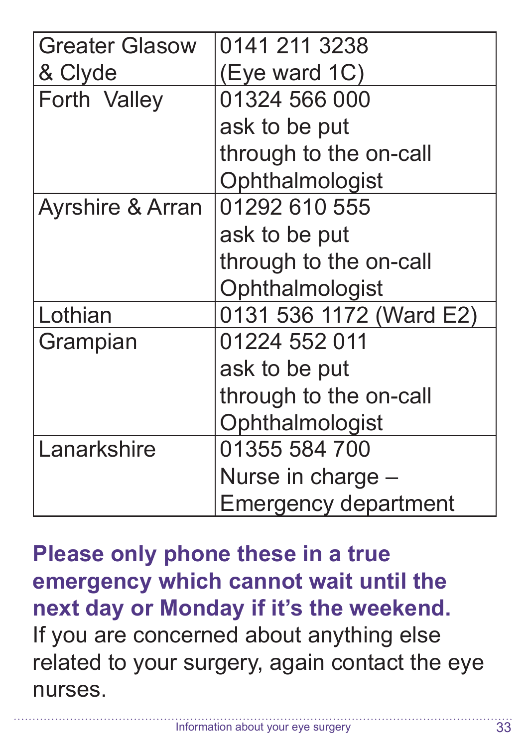| Greater Glasow & Clyde | 0141 211 3238 (Eye ward 1C) |
|---|---|
| Forth Valley | 01324 566 000 ask to be put through to the on-call Ophthalmologist |
| Ayrshire & Arran | 01292 610 555 ask to be put through to the on-call Ophthalmologist |
| Lothian | 0131 536 1172 (Ward E2) |
| Grampian | 01224 552 011 ask to be put through to the on-call Ophthalmologist |
| Lanarkshire | 01355 584 700 Nurse in charge – Emergency department |

**Please only phone these in a true emergency which cannot wait until the next day or Monday if it's the weekend.** If you are concerned about anything else related to your surgery, again contact the eye nurses.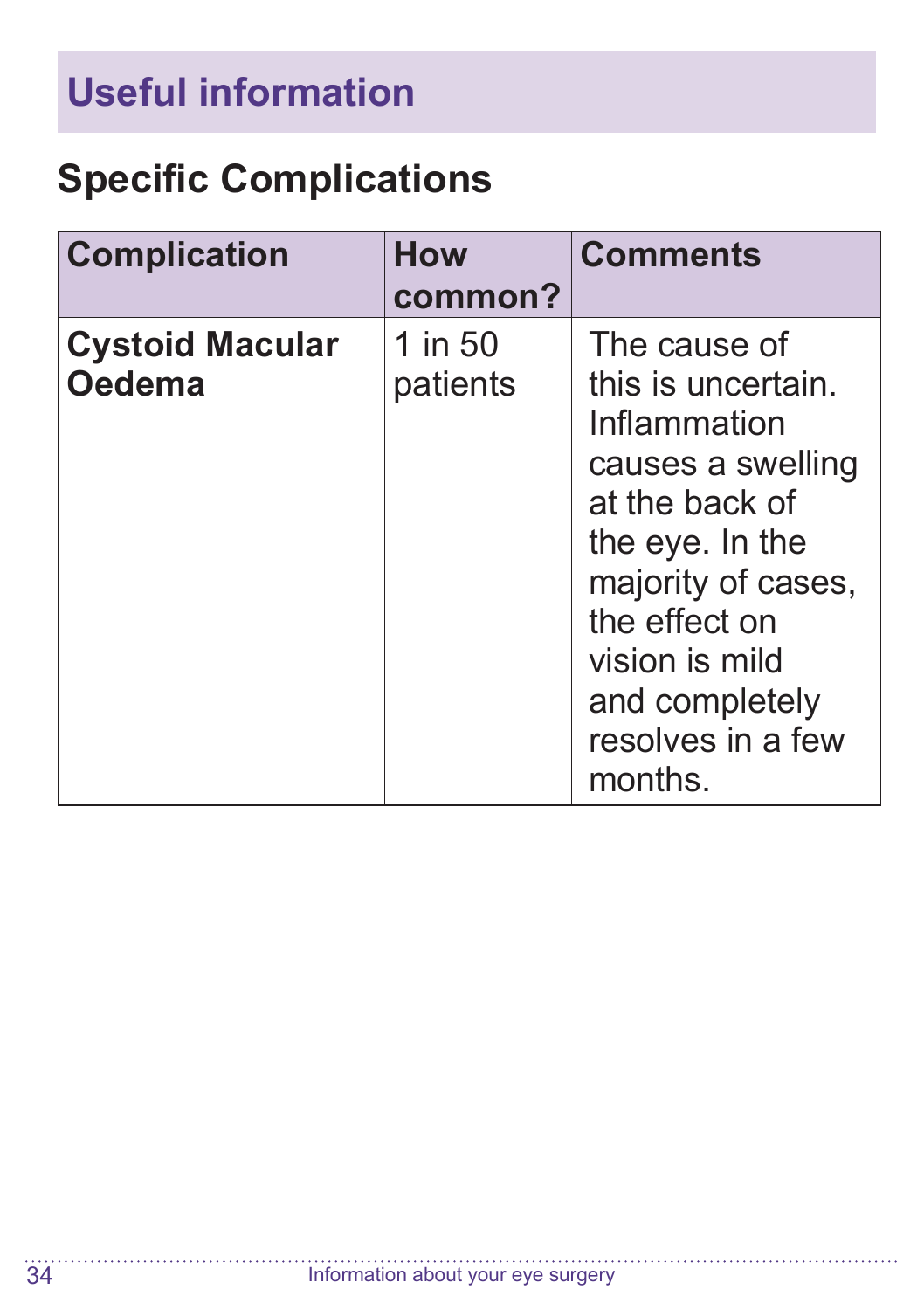## Useful information

### Specific Complications

| Complication | How common? | Comments |
|---|---|---|
| **Cystoid Macular Oedema** | 1 in 50 patients | The cause of this is uncertain. Inflammation causes a swelling at the back of the eye. In the majority of cases, the effect on vision is mild and completely resolves in a few months. |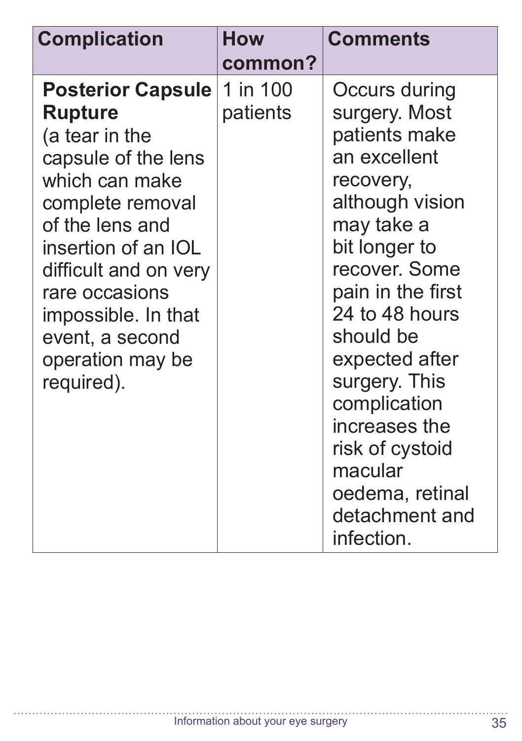| Complication | How common? | Comments |
|---|---|---|
| **Posterior Capsule Rupture** (a tear in the capsule of the lens which can make complete removal of the lens and insertion of an IOL difficult and on very rare occasions impossible. In that event, a second operation may be required). | 1 in 100 patients | Occurs during surgery. Most patients make an excellent recovery, although vision may take a bit longer to recover. Some pain in the first 24 to 48 hours should be expected after surgery. This complication increases the risk of cystoid macular oedema, retinal detachment and infection. |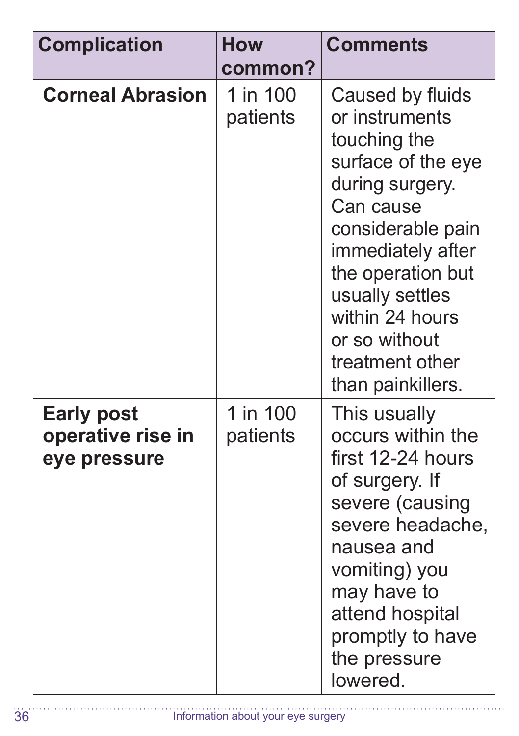| Complication | How common? | Comments |
|---|---|---|
| **Corneal Abrasion** | 1 in 100 patients | Caused by fluids or instruments touching the surface of the eye during surgery. Can cause considerable pain immediately after the operation but usually settles within 24 hours or so without treatment other than painkillers. |
| **Early post operative rise in eye pressure** | 1 in 100 patients | This usually occurs within the first 12-24 hours of surgery. If severe (causing severe headache, nausea and vomiting) you may have to attend hospital promptly to have the pressure lowered. |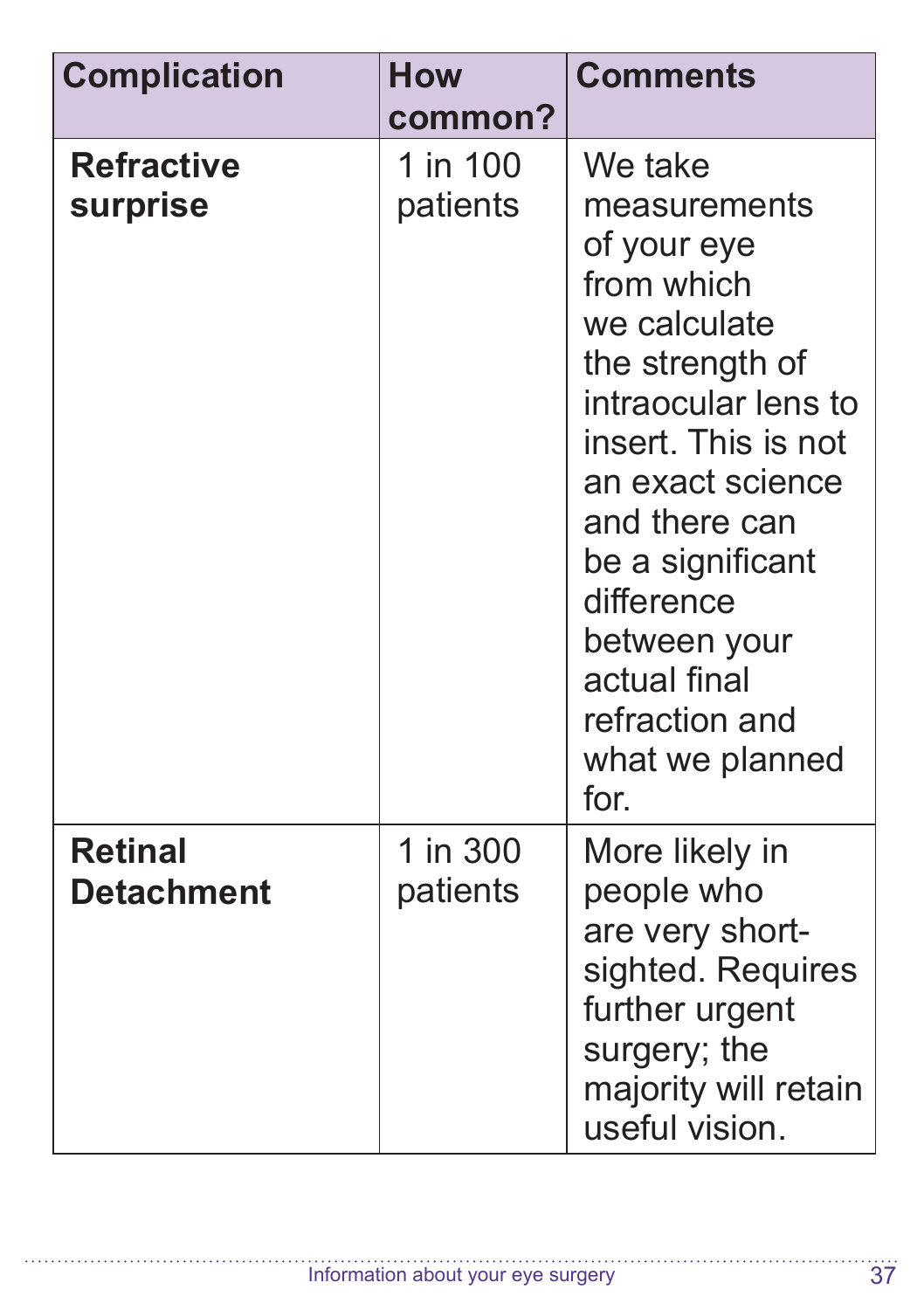| Complication | How common? | Comments |
| --- | --- | --- |
| **Refractive surprise** | 1 in 100 patients | We take measurements of your eye from which we calculate the strength of intraocular lens to insert. This is not an exact science and there can be a significant difference between your actual final refraction and what we planned for. |
| **Retinal Detachment** | 1 in 300 patients | More likely in people who are very short-sighted. Requires further urgent surgery; the majority will retain useful vision. |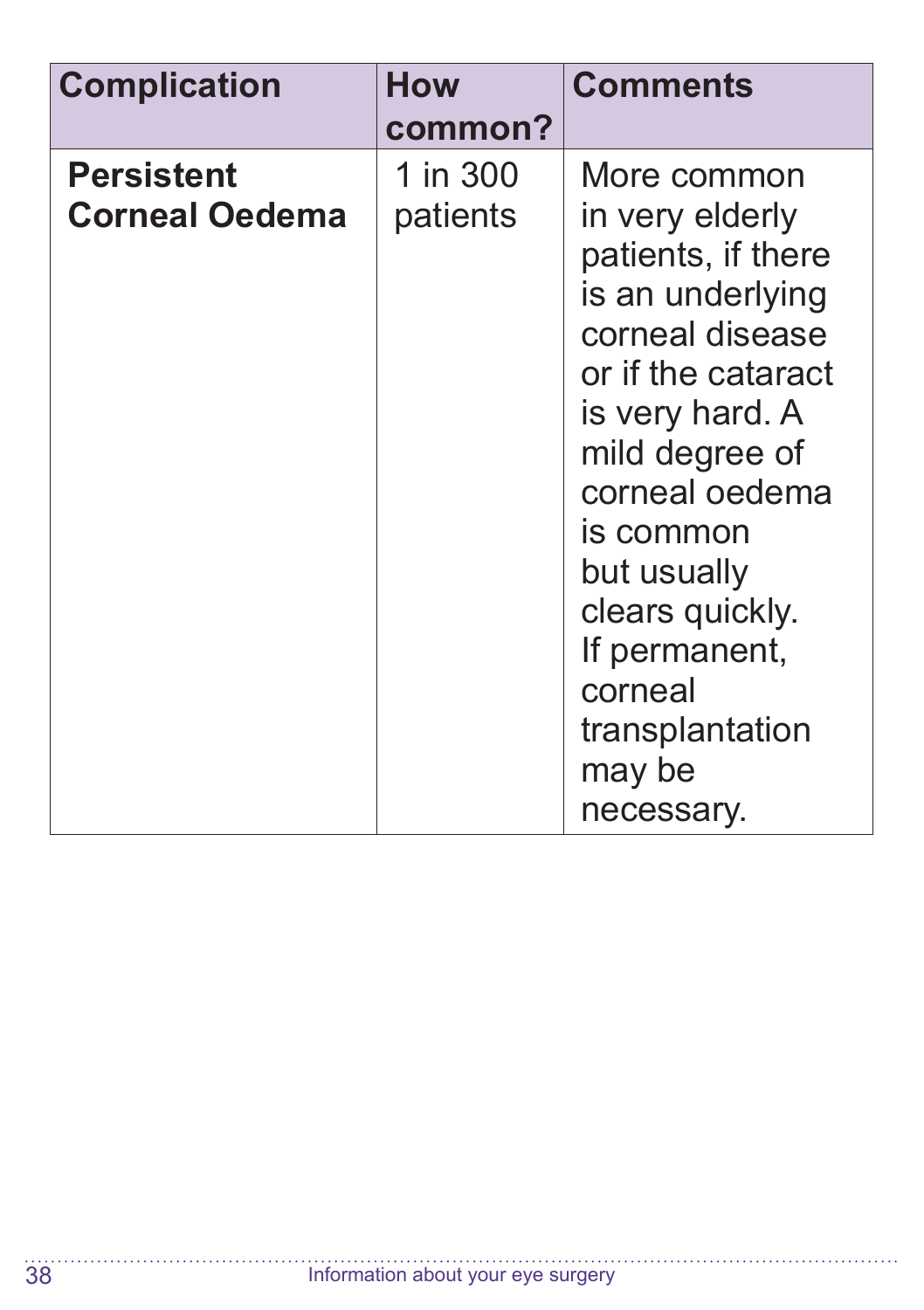| Complication | How common? | Comments |
|---|---|---|
| **Persistent Corneal Oedema** | 1 in 300 patients | More common in very elderly patients, if there is an underlying corneal disease or if the cataract is very hard. A mild degree of corneal oedema is common but usually clears quickly. If permanent, corneal transplantation may be necessary. |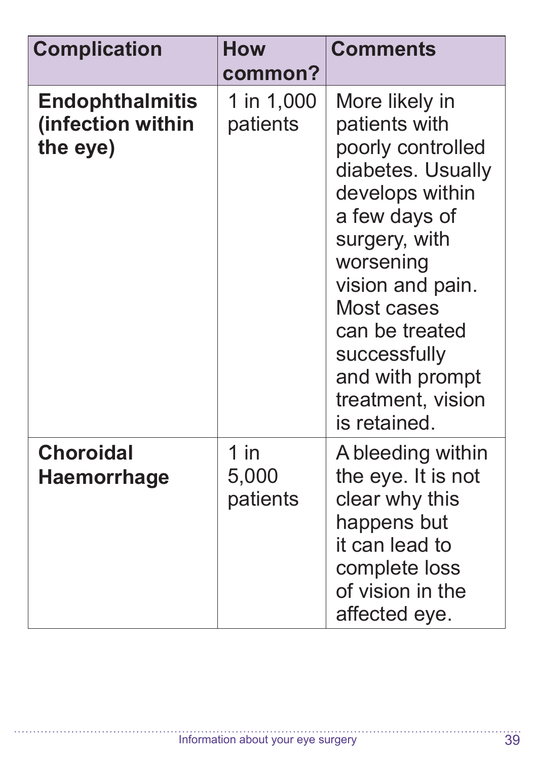| Complication | How common? | Comments |
|---|---|---|
| **Endophthalmitis (infection within the eye)** | 1 in 1,000 patients | More likely in patients with poorly controlled diabetes. Usually develops within a few days of surgery, with worsening vision and pain. Most cases can be treated successfully and with prompt treatment, vision is retained. |
| **Choroidal Haemorrhage** | 1 in 5,000 patients | A bleeding within the eye. It is not clear why this happens but it can lead to complete loss of vision in the affected eye. |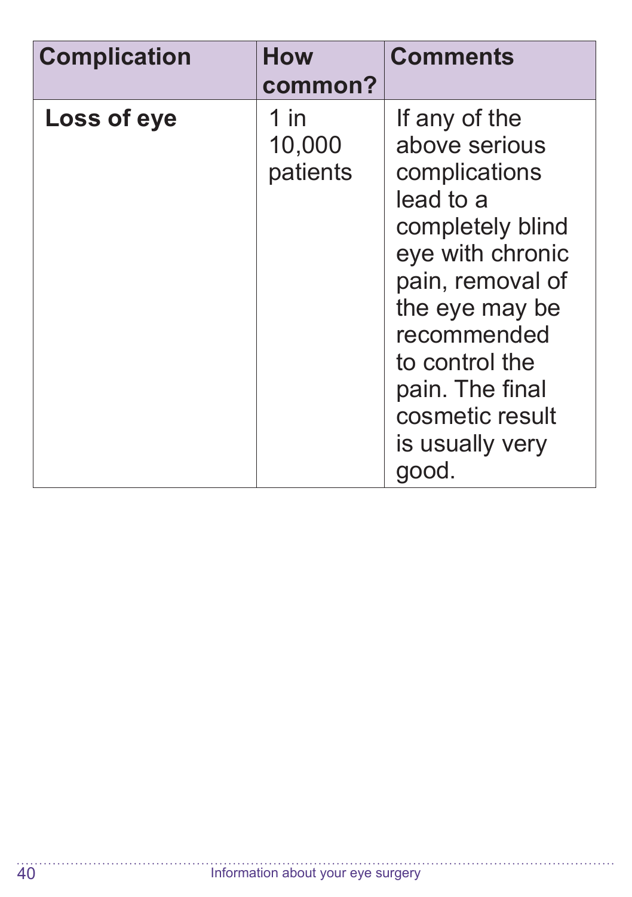| Complication | How common? | Comments |
| --- | --- | --- |
| **Loss of eye** | 1 in 10,000 patients | If any of the above serious complications lead to a completely blind eye with chronic pain, removal of the eye may be recommended to control the pain. The final cosmetic result is usually very good. |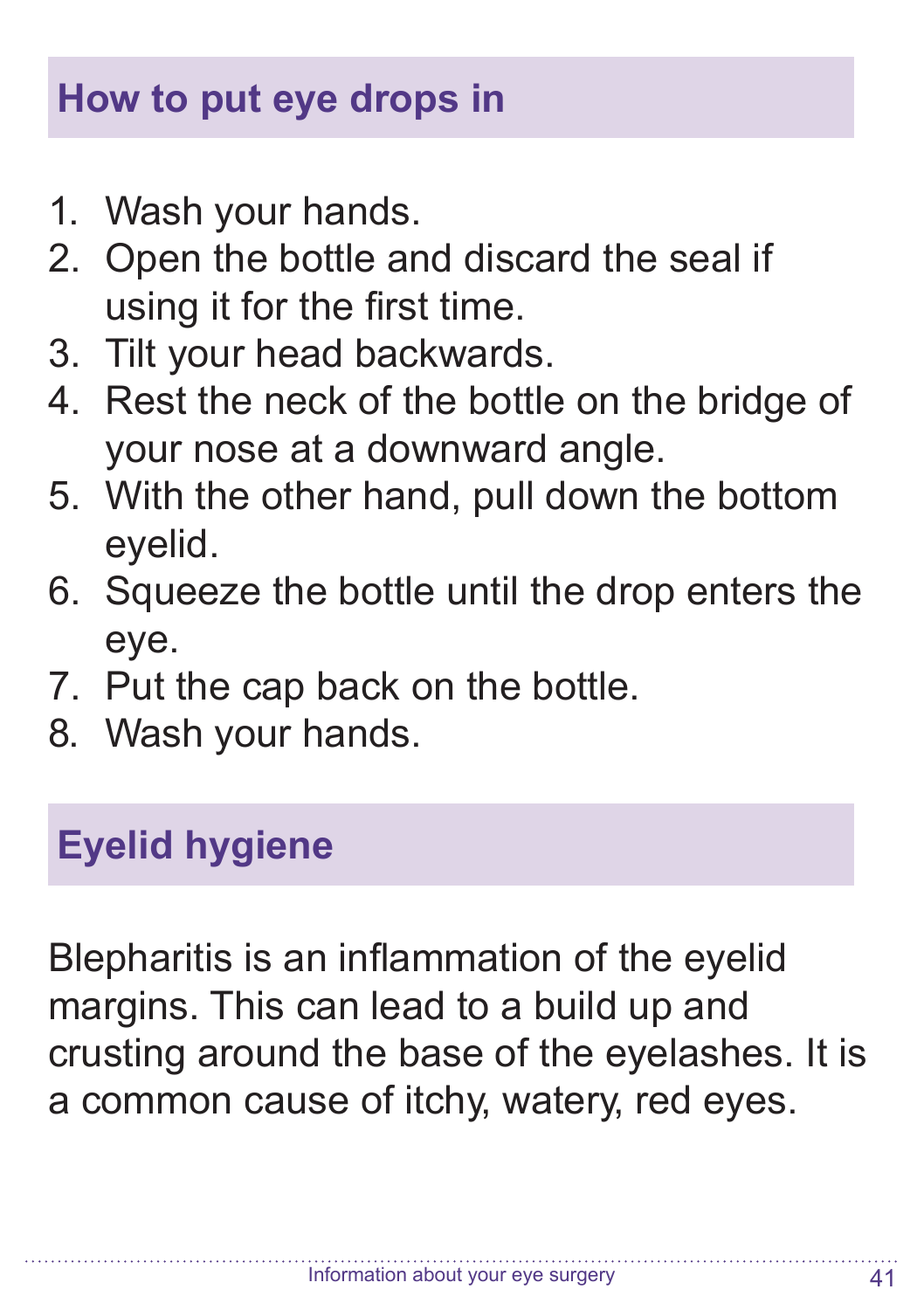## How to put eye drops in

1. Wash your hands.
2. Open the bottle and discard the seal if using it for the first time.
3. Tilt your head backwards.
4. Rest the neck of the bottle on the bridge of your nose at a downward angle.
5. With the other hand, pull down the bottom eyelid.
6. Squeeze the bottle until the drop enters the eye.
7. Put the cap back on the bottle.
8. Wash your hands.

## Eyelid hygiene

Blepharitis is an inflammation of the eyelid margins. This can lead to a build up and crusting around the base of the eyelashes. It is a common cause of itchy, watery, red eyes.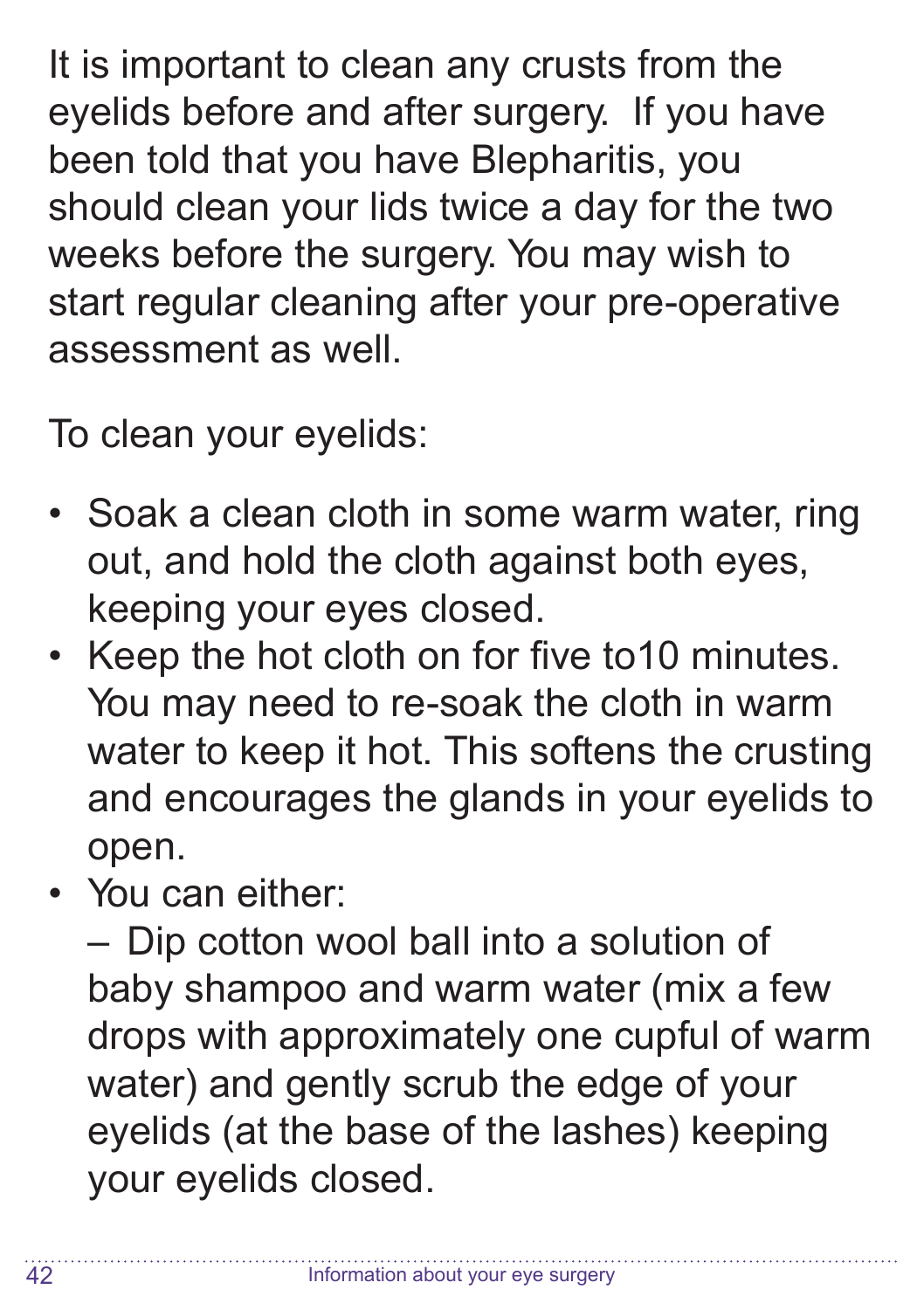It is important to clean any crusts from the eyelids before and after surgery. If you have been told that you have Blepharitis, you should clean your lids twice a day for the two weeks before the surgery. You may wish to start regular cleaning after your pre-operative assessment as well.

To clean your eyelids:

- Soak a clean cloth in some warm water, ring out, and hold the cloth against both eyes, keeping your eyes closed.
- Keep the hot cloth on for five to10 minutes. You may need to re-soak the cloth in warm water to keep it hot. This softens the crusting and encourages the glands in your eyelids to open.
- You can either:
  – Dip cotton wool ball into a solution of baby shampoo and warm water (mix a few drops with approximately one cupful of warm water) and gently scrub the edge of your eyelids (at the base of the lashes) keeping your eyelids closed.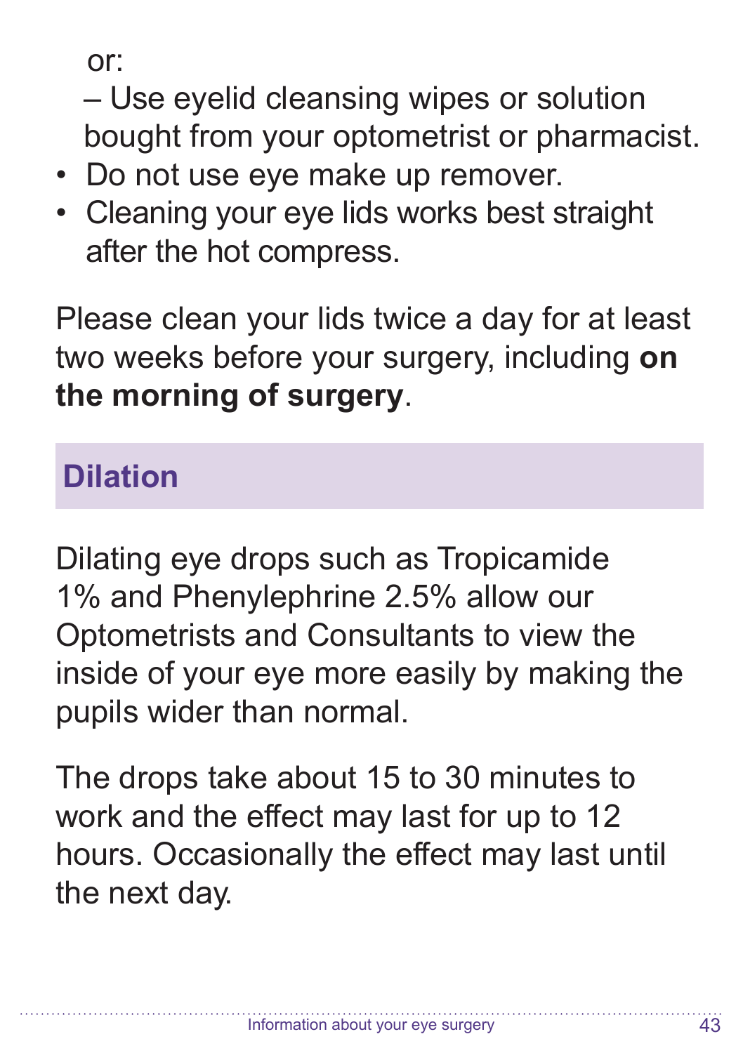or:

– Use eyelid cleansing wipes or solution bought from your optometrist or pharmacist.

- Do not use eye make up remover.
- Cleaning your eye lids works best straight after the hot compress.

Please clean your lids twice a day for at least two weeks before your surgery, including **on the morning of surgery**.

## Dilation

Dilating eye drops such as Tropicamide 1% and Phenylephrine 2.5% allow our Optometrists and Consultants to view the inside of your eye more easily by making the pupils wider than normal.

The drops take about 15 to 30 minutes to work and the effect may last for up to 12 hours. Occasionally the effect may last until the next day.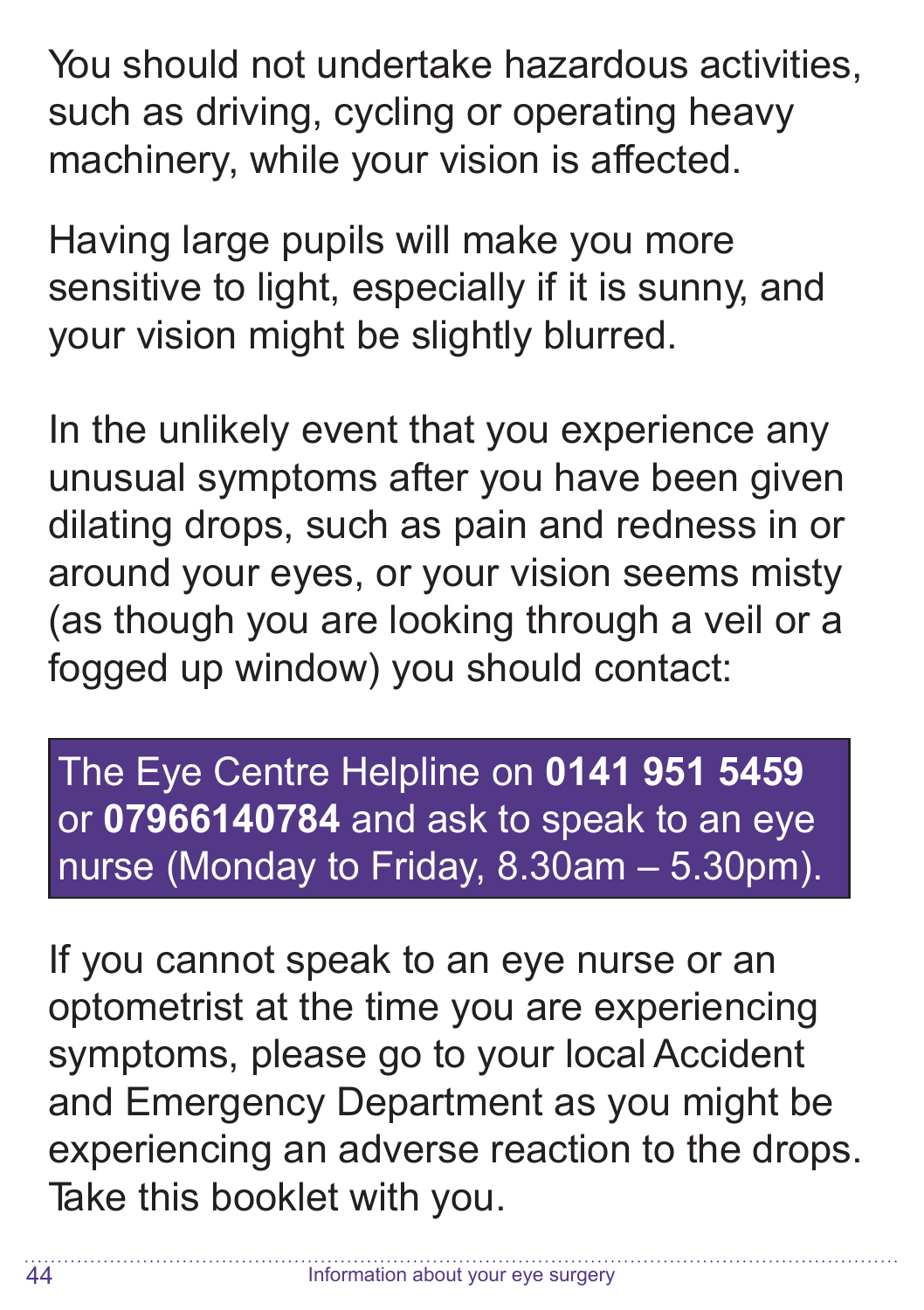You should not undertake hazardous activities, such as driving, cycling or operating heavy machinery, while your vision is affected.

Having large pupils will make you more sensitive to light, especially if it is sunny, and your vision might be slightly blurred.

In the unlikely event that you experience any unusual symptoms after you have been given dilating drops, such as pain and redness in or around your eyes, or your vision seems misty (as though you are looking through a veil or a fogged up window) you should contact:

The Eye Centre Helpline on **0141 951 5459** or **07966140784** and ask to speak to an eye nurse (Monday to Friday, 8.30am – 5.30pm).

If you cannot speak to an eye nurse or an optometrist at the time you are experiencing symptoms, please go to your local Accident and Emergency Department as you might be experiencing an adverse reaction to the drops. Take this booklet with you.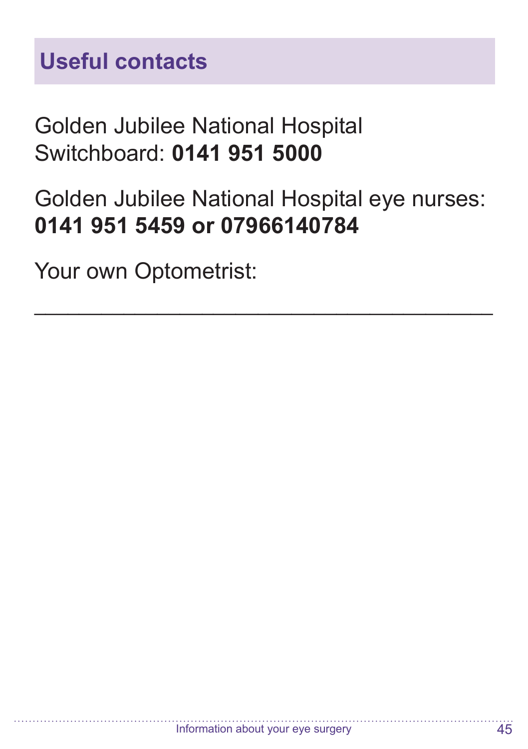## Useful contacts

Golden Jubilee National Hospital Switchboard: **0141 951 5000**

Golden Jubilee National Hospital eye nurses: **0141 951 5459 or 07966140784**

Your own Optometrist:

___________________________________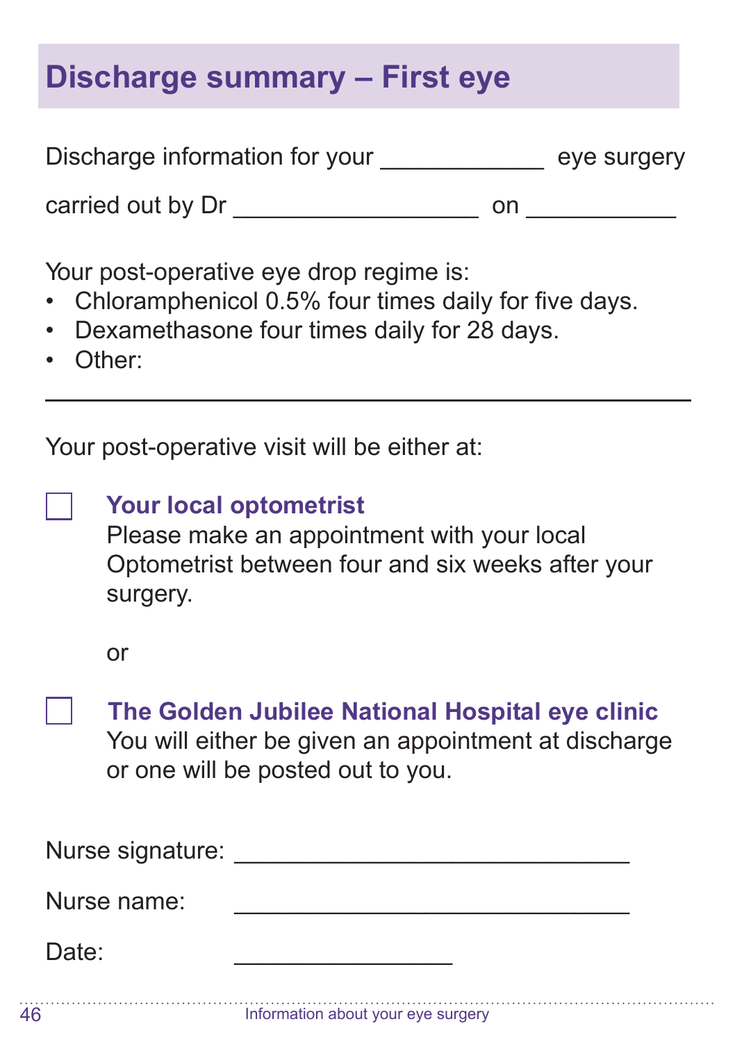## Discharge summary – First eye

Discharge information for your ____________ eye surgery

carried out by Dr __________________ on ___________

Your post-operative eye drop regime is:

- Chloramphenicol 0.5% four times daily for five days.
- Dexamethasone four times daily for 28 days.
- Other:

_______________________________________________

Your post-operative visit will be either at:

☐ **Your local optometrist**
Please make an appointment with your local Optometrist between four and six weeks after your surgery.

or

☐ **The Golden Jubilee National Hospital eye clinic**
You will either be given an appointment at discharge or one will be posted out to you.

Nurse signature: _____________________________

Nurse name: _____________________________

Date: ________________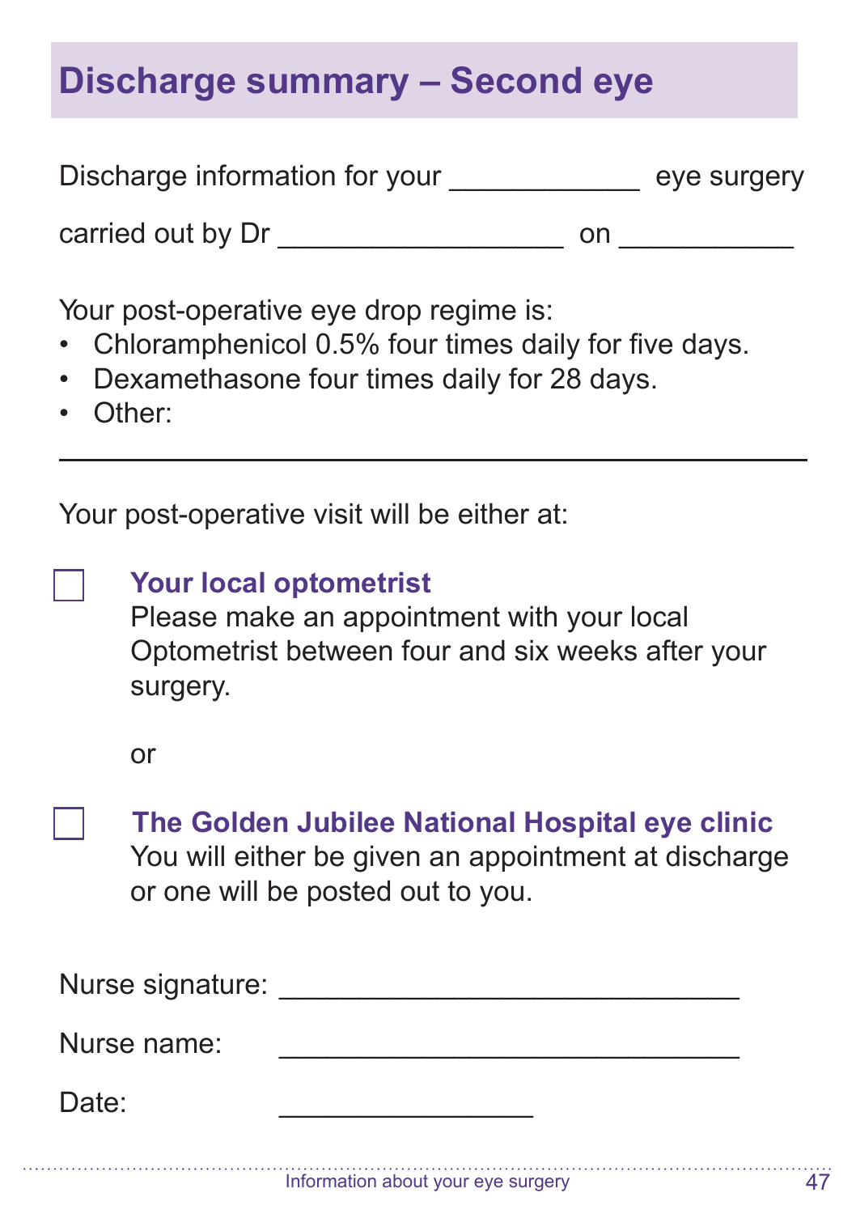## Discharge summary – Second eye

Discharge information for your ____________ eye surgery

carried out by Dr __________________ on ___________

Your post-operative eye drop regime is:

- Chloramphenicol 0.5% four times daily for five days.
- Dexamethasone four times daily for 28 days.
- Other:

_______________________________________________

Your post-operative visit will be either at:

☐ **Your local optometrist**
Please make an appointment with your local Optometrist between four and six weeks after your surgery.

or

☐ **The Golden Jubilee National Hospital eye clinic**
You will either be given an appointment at discharge or one will be posted out to you.

Nurse signature: _____________________________

Nurse name: _____________________________

Date: ________________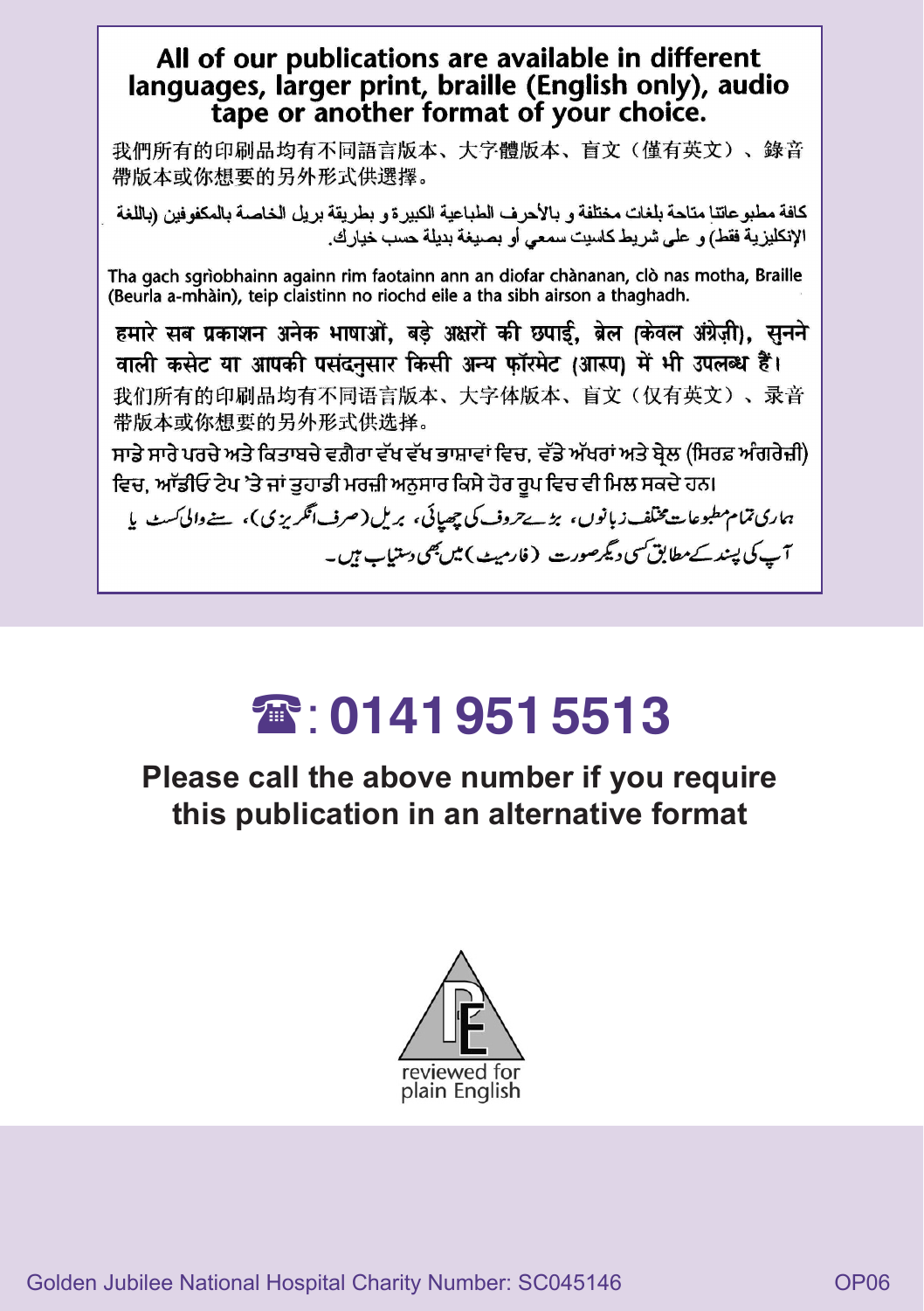**All of our publications are available in different languages, larger print, braille (English only), audio tape or another format of your choice.**

我們所有的印刷品均有不同語言版本、大字體版本、盲文（僅有英文）、錄音帶版本或你想要的另外形式供選擇。

كافة مطبوعاتنا متاحة بلغات مختلفة و بالأحرف الطباعية الكبيرة و بطريقة بريل الخاصة بالمكفوفين (باللغة الإنكليزية فقط) و على شريط كاسيت سمعي أو بصيغة بديلة حسب خيارك.

Tha gach sgrìobhainn againn rim faotainn ann an diofar chànanan, clò nas motha, Braille (Beurla a-mhàin), teip claistinn no riochd eile a tha sibh airson a thaghadh.

हमारे सब प्रकाशन अनेक भाषाओं, बड़े अक्षरों की छपाई, ब्रेल (केवल अंग्रेज़ी), सुनने वाली कसेट या आपकी पसंदनुसार किसी अन्य फ़ॉरमेट (आरूप) में भी उपलब्ध हैं।

我们所有的印刷品均有不同语言版本、大字体版本、盲文（仅有英文）、录音带版本或你想要的另外形式供选择。

ਸਾਡੇ ਸਾਰੇ ਪਰਚੇ ਅਤੇ ਕਿਤਾਬਚੇ ਵਗ਼ੈਰਾ ਵੱਖ ਵੱਖ ਭਾਸ਼ਾਵਾਂ ਵਿਚ, ਵੱਡੇ ਅੱਖਰਾਂ ਅਤੇ ਬ੍ਰੇਲ (ਸਿਰਫ਼ ਅੰਗਰੇਜ਼ੀ) ਵਿਚ, ਔਡੀਓ ਟੇਪ 'ਤੇ ਜਾਂ ਤੁਹਾਡੀ ਮਰਜ਼ੀ ਅਨੁਸਾਰ ਕਿਸੇ ਹੋਰ ਰੂਪ ਵਿਚ ਵੀ ਮਿਲ ਸਕਦੇ ਹਨ।

ہماری تمام مطبوعات مختلف زبانوں، بڑے حروف کی چھپائی، بریل (صرف انگریزی)، سننے والی کیسٹ یا آپ کی پسند کے مطابق کسی دیگر صورت (فارمیٹ) میں بھی دستیاب ہیں۔

# ☎: 0141 951 5513

**Please call the above number if you require this publication in an alternative format**

reviewed for plain English

Golden Jubilee National Hospital Charity Number: SC045146 OP06